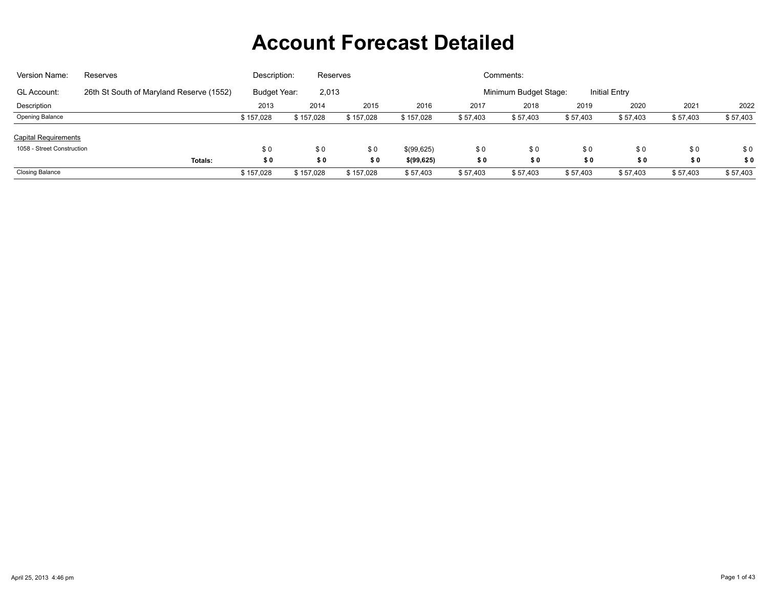# Account Forecast Detailed

| | | | | | |
|---|---|---|---|---|---|
| Version Name: | Reserves | Description: | Reserves | Comments: | |
| GL Account: | 26th St South of Maryland Reserve (1552) | Budget Year: | 2,013 | Minimum Budget Stage: | Initial Entry |

| Description | 2013 | 2014 | 2015 | 2016 | 2017 | 2018 | 2019 | 2020 | 2021 | 2022 |
|---|---|---|---|---|---|---|---|---|---|---|
| Opening Balance | $ 157,028 | $ 157,028 | $ 157,028 | $ 157,028 | $ 57,403 | $ 57,403 | $ 57,403 | $ 57,403 | $ 57,403 | $ 57,403 |
| Capital Requirements | | | | | | | | | | |
| 1058 - Street Construction | $ 0 | $ 0 | $ 0 | $(99,625) | $ 0 | $ 0 | $ 0 | $ 0 | $ 0 | $ 0 |
| **Totals:** | **$ 0** | **$ 0** | **$ 0** | **$(99,625)** | **$ 0** | **$ 0** | **$ 0** | **$ 0** | **$ 0** | **$ 0** |
| Closing Balance | $ 157,028 | $ 157,028 | $ 157,028 | $ 57,403 | $ 57,403 | $ 57,403 | $ 57,403 | $ 57,403 | $ 57,403 | $ 57,403 |

April 25, 2013 4:46 pm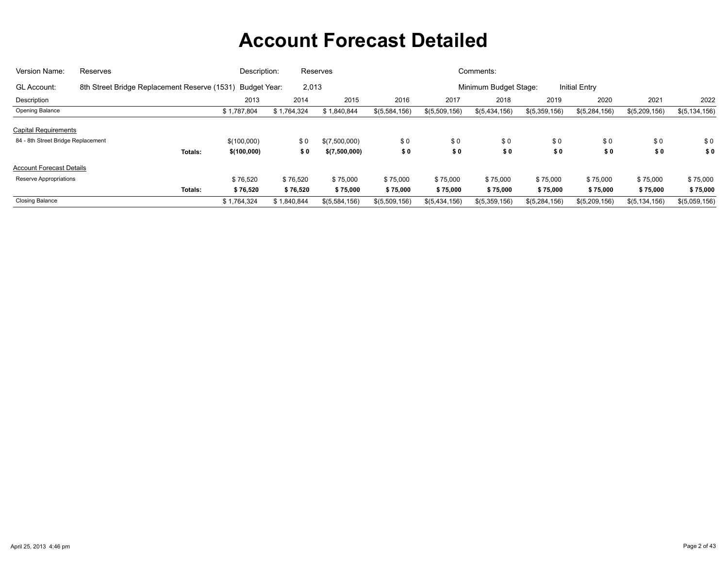# Account Forecast Detailed

| | | | | | |
|---|---|---|---|---|---|
| Version Name: | Reserves | Description: | Reserves | Comments: | |
| GL Account: | 8th Street Bridge Replacement Reserve (1531) | Budget Year: | 2,013 | Minimum Budget Stage: | Initial Entry |

| Description | | 2013 | 2014 | 2015 | 2016 | 2017 | 2018 | 2019 | 2020 | 2021 | 2022 |
|---|---|---|---|---|---|---|---|---|---|---|---|
| Opening Balance | | $ 1,787,804 | $ 1,764,324 | $ 1,840,844 | $(5,584,156) | $(5,509,156) | $(5,434,156) | $(5,359,156) | $(5,284,156) | $(5,209,156) | $(5,134,156) |
| Capital Requirements | | | | | | | | | | | |
| 84 - 8th Street Bridge Replacement | | $(100,000) | $ 0 | $(7,500,000) | $ 0 | $ 0 | $ 0 | $ 0 | $ 0 | $ 0 | $ 0 |
| | **Totals:** | **$(100,000)** | **$ 0** | **$(7,500,000)** | **$ 0** | **$ 0** | **$ 0** | **$ 0** | **$ 0** | **$ 0** | **$ 0** |
| Account Forecast Details | | | | | | | | | | | |
| Reserve Appropriations | | $ 76,520 | $ 76,520 | $ 75,000 | $ 75,000 | $ 75,000 | $ 75,000 | $ 75,000 | $ 75,000 | $ 75,000 | $ 75,000 |
| | **Totals:** | **$ 76,520** | **$ 76,520** | **$ 75,000** | **$ 75,000** | **$ 75,000** | **$ 75,000** | **$ 75,000** | **$ 75,000** | **$ 75,000** | **$ 75,000** |
| Closing Balance | | $ 1,764,324 | $ 1,840,844 | $(5,584,156) | $(5,509,156) | $(5,434,156) | $(5,359,156) | $(5,284,156) | $(5,209,156) | $(5,134,156) | $(5,059,156) |

April 25, 2013 4:46 pm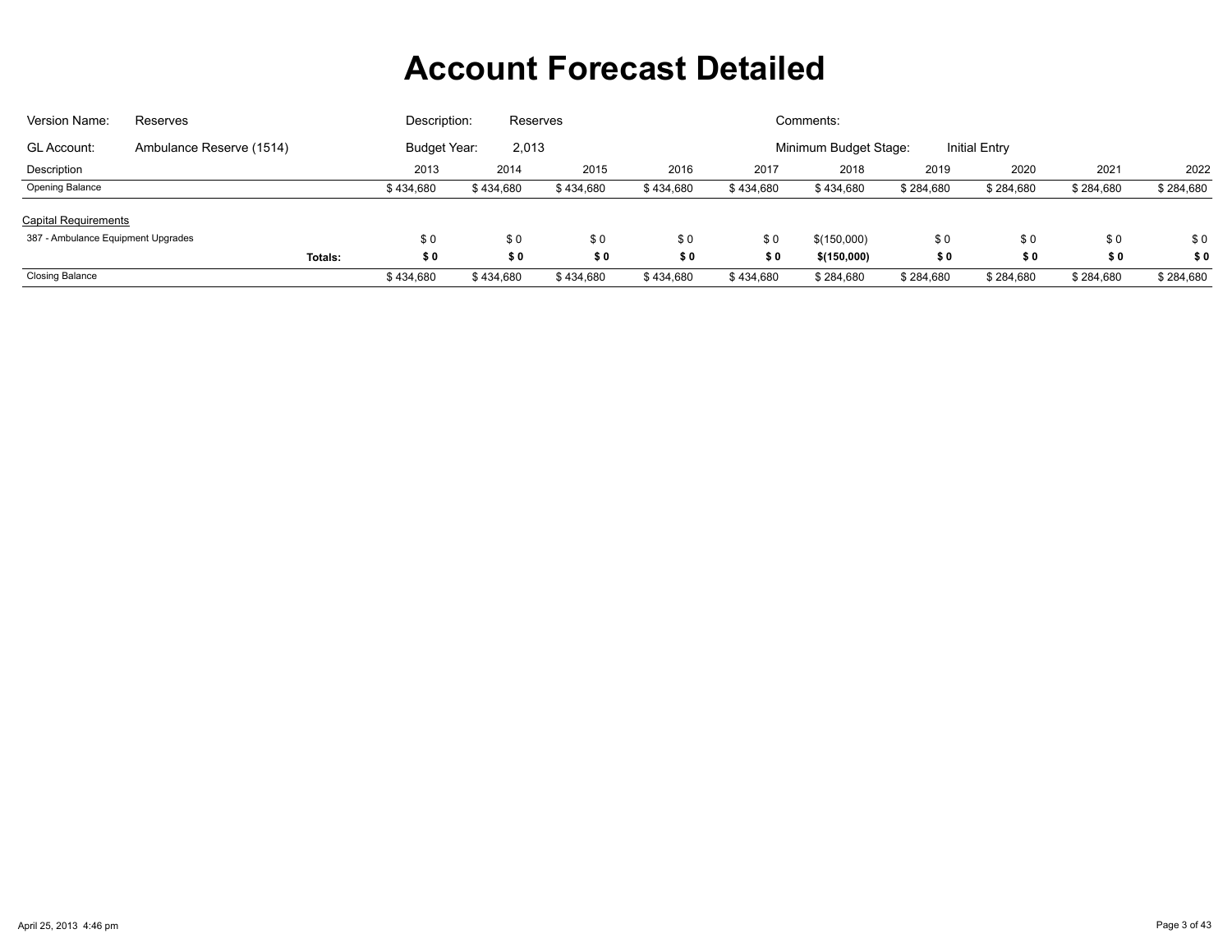# Account Forecast Detailed

| Version Name: | Reserves | Description: | Reserves | Comments: | |
|---|---|---|---|---|---|
| GL Account: | Ambulance Reserve (1514) | Budget Year: | 2,013 | Minimum Budget Stage: | Initial Entry |

| Description | | 2013 | 2014 | 2015 | 2016 | 2017 | 2018 | 2019 | 2020 | 2021 | 2022 |
|---|---|---|---|---|---|---|---|---|---|---|---|
| Opening Balance | | $ 434,680 | $ 434,680 | $ 434,680 | $ 434,680 | $ 434,680 | $ 434,680 | $ 284,680 | $ 284,680 | $ 284,680 | $ 284,680 |
| Capital Requirements | | | | | | | | | | | |
| 387 - Ambulance Equipment Upgrades | | $ 0 | $ 0 | $ 0 | $ 0 | $ 0 | $(150,000) | $ 0 | $ 0 | $ 0 | $ 0 |
| | **Totals:** | **$ 0** | **$ 0** | **$ 0** | **$ 0** | **$ 0** | **$(150,000)** | **$ 0** | **$ 0** | **$ 0** | **$ 0** |
| Closing Balance | | $ 434,680 | $ 434,680 | $ 434,680 | $ 434,680 | $ 434,680 | $ 284,680 | $ 284,680 | $ 284,680 | $ 284,680 | $ 284,680 |

April 25, 2013 4:46 pm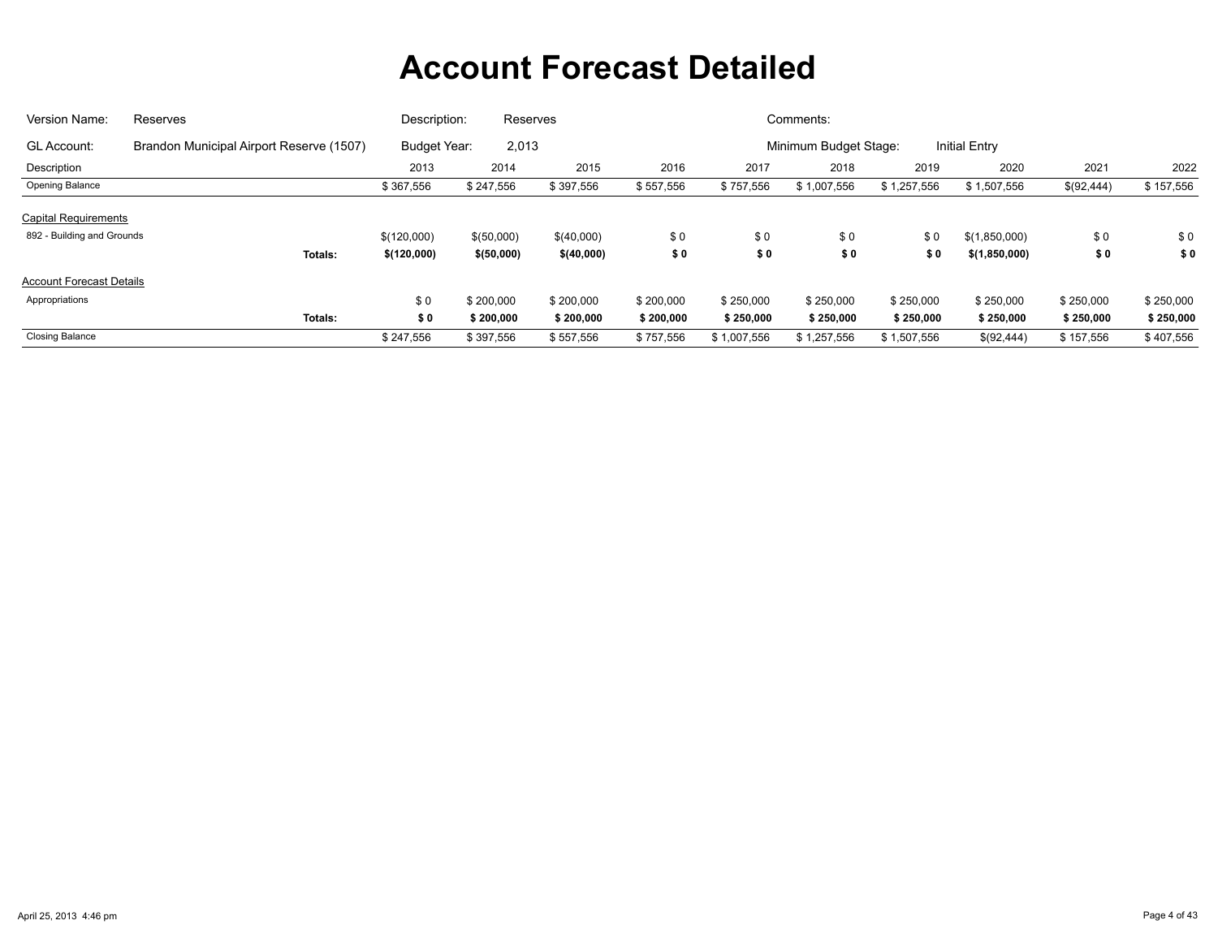# Account Forecast Detailed

| | | | | | |
|---|---|---|---|---|---|
| Version Name: | Reserves | Description: | Reserves | Comments: | |
| GL Account: | Brandon Municipal Airport Reserve (1507) | Budget Year: | 2,013 | Minimum Budget Stage: | Initial Entry |

| Description | | 2013 | 2014 | 2015 | 2016 | 2017 | 2018 | 2019 | 2020 | 2021 | 2022 |
|---|---|---|---|---|---|---|---|---|---|---|---|
| Opening Balance | | $ 367,556 | $ 247,556 | $ 397,556 | $ 557,556 | $ 757,556 | $ 1,007,556 | $ 1,257,556 | $ 1,507,556 | $(92,444) | $ 157,556 |
| Capital Requirements | | | | | | | | | | | |
| 892 - Building and Grounds | | $(120,000) | $(50,000) | $(40,000) | $ 0 | $ 0 | $ 0 | $ 0 | $(1,850,000) | $ 0 | $ 0 |
| | **Totals:** | **$(120,000)** | **$(50,000)** | **$(40,000)** | **$ 0** | **$ 0** | **$ 0** | **$ 0** | **$(1,850,000)** | **$ 0** | **$ 0** |
| Account Forecast Details | | | | | | | | | | | |
| Appropriations | | $ 0 | $ 200,000 | $ 200,000 | $ 200,000 | $ 250,000 | $ 250,000 | $ 250,000 | $ 250,000 | $ 250,000 | $ 250,000 |
| | **Totals:** | **$ 0** | **$ 200,000** | **$ 200,000** | **$ 200,000** | **$ 250,000** | **$ 250,000** | **$ 250,000** | **$ 250,000** | **$ 250,000** | **$ 250,000** |
| Closing Balance | | $ 247,556 | $ 397,556 | $ 557,556 | $ 757,556 | $ 1,007,556 | $ 1,257,556 | $ 1,507,556 | $(92,444) | $ 157,556 | $ 407,556 |

April 25, 2013 4:46 pm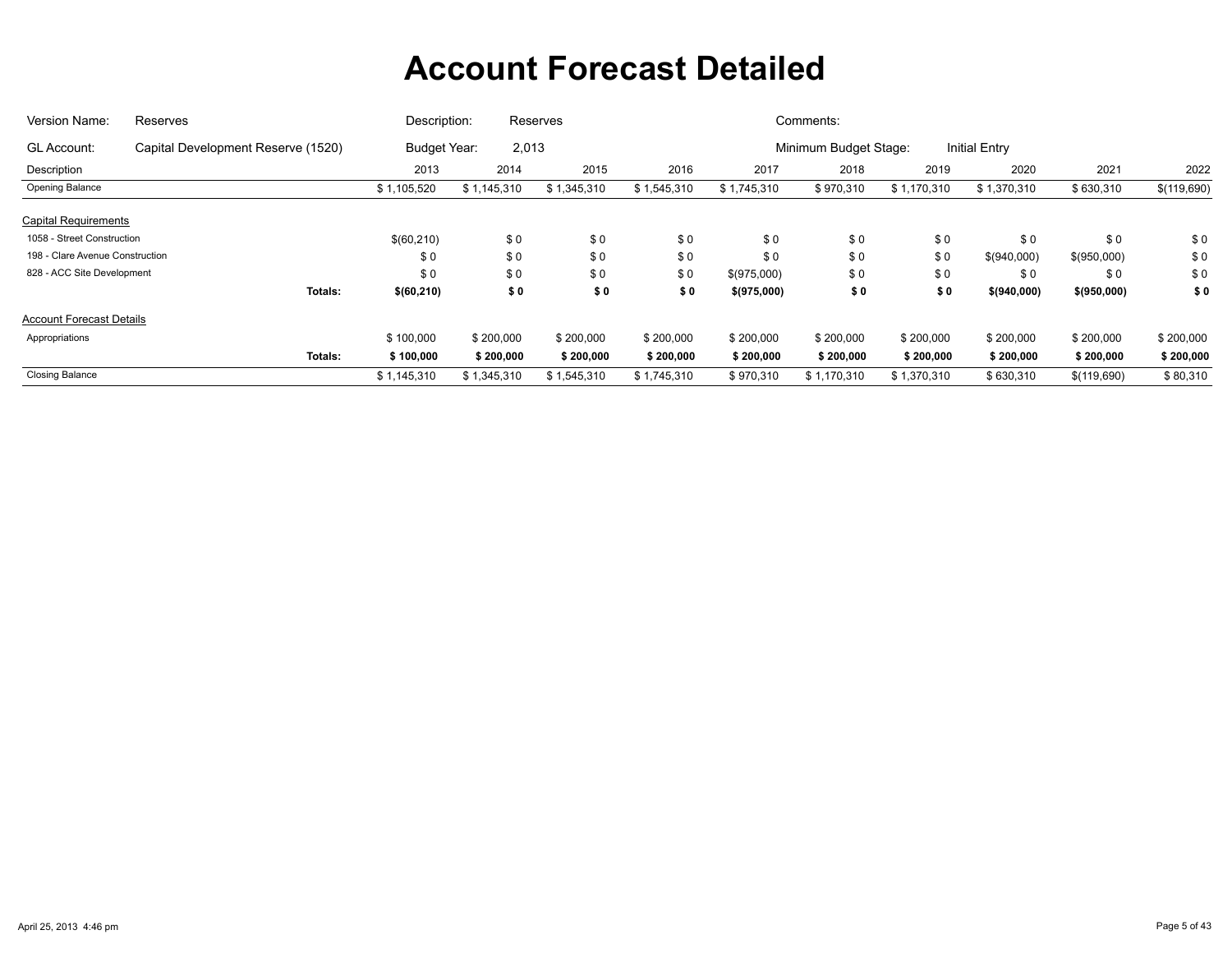# Account Forecast Detailed

Version Name: Reserves | Description: Reserves | Comments:

GL Account: Capital Development Reserve (1520) | Budget Year: 2,013 | Minimum Budget Stage: Initial Entry

| Description | | 2013 | 2014 | 2015 | 2016 | 2017 | 2018 | 2019 | 2020 | 2021 | 2022 |
|---|---|---|---|---|---|---|---|---|---|---|---|
| Opening Balance | | $ 1,105,520 | $ 1,145,310 | $ 1,345,310 | $ 1,545,310 | $ 1,745,310 | $ 970,310 | $ 1,170,310 | $ 1,370,310 | $ 630,310 | $(119,690) |
| Capital Requirements | | | | | | | | | | | |
| 1058 - Street Construction | | $(60,210) | $ 0 | $ 0 | $ 0 | $ 0 | $ 0 | $ 0 | $ 0 | $ 0 | $ 0 |
| 198 - Clare Avenue Construction | | $ 0 | $ 0 | $ 0 | $ 0 | $ 0 | $ 0 | $ 0 | $(940,000) | $(950,000) | $ 0 |
| 828 - ACC Site Development | | $ 0 | $ 0 | $ 0 | $ 0 | $(975,000) | $ 0 | $ 0 | $ 0 | $ 0 | $ 0 |
| | **Totals:** | **$(60,210)** | **$ 0** | **$ 0** | **$ 0** | **$(975,000)** | **$ 0** | **$ 0** | **$(940,000)** | **$(950,000)** | **$ 0** |
| Account Forecast Details | | | | | | | | | | | |
| Appropriations | | $ 100,000 | $ 200,000 | $ 200,000 | $ 200,000 | $ 200,000 | $ 200,000 | $ 200,000 | $ 200,000 | $ 200,000 | $ 200,000 |
| | **Totals:** | **$ 100,000** | **$ 200,000** | **$ 200,000** | **$ 200,000** | **$ 200,000** | **$ 200,000** | **$ 200,000** | **$ 200,000** | **$ 200,000** | **$ 200,000** |
| Closing Balance | | $ 1,145,310 | $ 1,345,310 | $ 1,545,310 | $ 1,745,310 | $ 970,310 | $ 1,170,310 | $ 1,370,310 | $ 630,310 | $(119,690) | $ 80,310 |

April 25, 2013 4:46 pm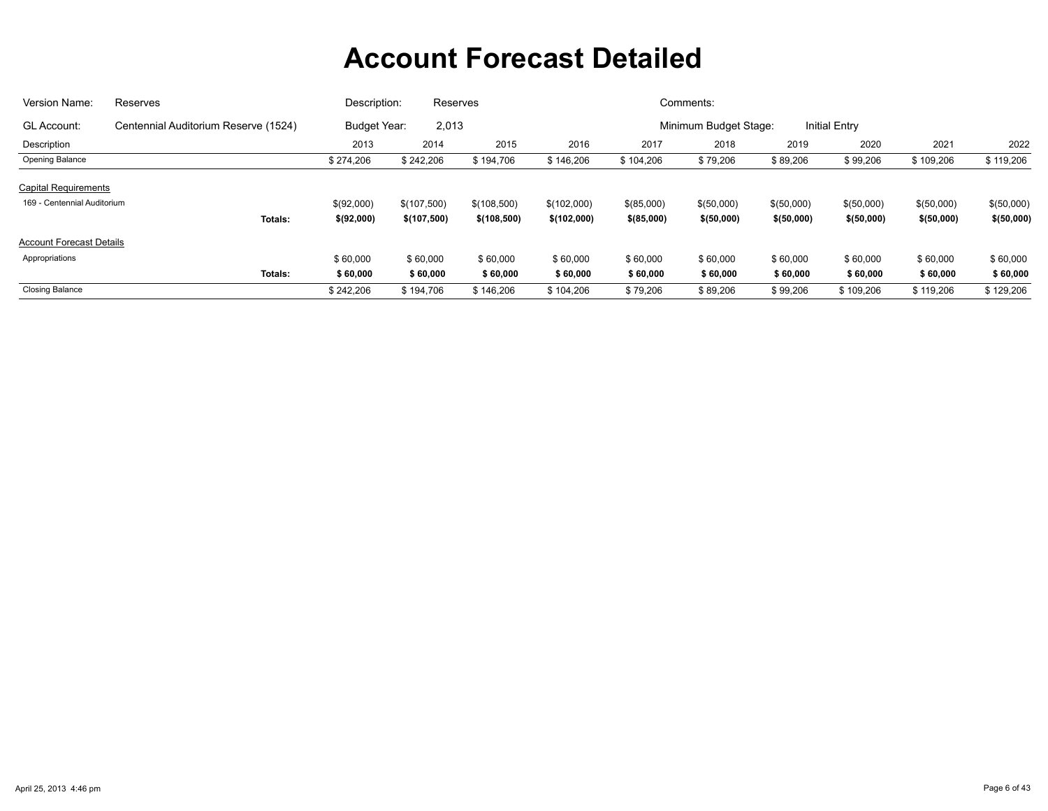# Account Forecast Detailed

| | | | | | |
|---|---|---|---|---|---|
| Version Name: | Reserves | Description: | Reserves | Comments: | |
| GL Account: | Centennial Auditorium Reserve (1524) | Budget Year: | 2,013 | Minimum Budget Stage: | Initial Entry |

| Description | | 2013 | 2014 | 2015 | 2016 | 2017 | 2018 | 2019 | 2020 | 2021 | 2022 |
|---|---|---|---|---|---|---|---|---|---|---|---|
| Opening Balance | | $ 274,206 | $ 242,206 | $ 194,706 | $ 146,206 | $ 104,206 | $ 79,206 | $ 89,206 | $ 99,206 | $ 109,206 | $ 119,206 |
| Capital Requirements | | | | | | | | | | | |
| 169 - Centennial Auditorium | | $(92,000) | $(107,500) | $(108,500) | $(102,000) | $(85,000) | $(50,000) | $(50,000) | $(50,000) | $(50,000) | $(50,000) |
| | **Totals:** | **$(92,000)** | **$(107,500)** | **$(108,500)** | **$(102,000)** | **$(85,000)** | **$(50,000)** | **$(50,000)** | **$(50,000)** | **$(50,000)** | **$(50,000)** |
| Account Forecast Details | | | | | | | | | | | |
| Appropriations | | $ 60,000 | $ 60,000 | $ 60,000 | $ 60,000 | $ 60,000 | $ 60,000 | $ 60,000 | $ 60,000 | $ 60,000 | $ 60,000 |
| | **Totals:** | **$ 60,000** | **$ 60,000** | **$ 60,000** | **$ 60,000** | **$ 60,000** | **$ 60,000** | **$ 60,000** | **$ 60,000** | **$ 60,000** | **$ 60,000** |
| Closing Balance | | $ 242,206 | $ 194,706 | $ 146,206 | $ 104,206 | $ 79,206 | $ 89,206 | $ 99,206 | $ 109,206 | $ 119,206 | $ 129,206 |

April 25, 2013 4:46 pm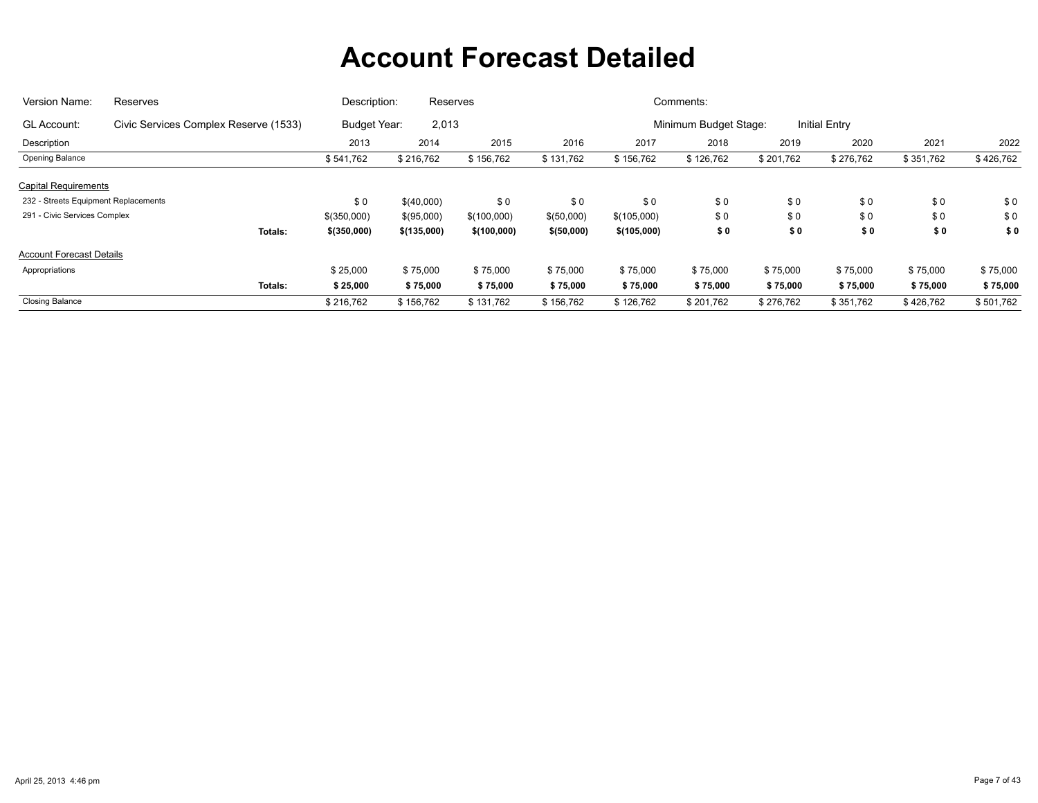# Account Forecast Detailed

| | | | | | |
|---|---|---|---|---|---|
| Version Name: | Reserves | Description: | Reserves | Comments: | |
| GL Account: | Civic Services Complex Reserve (1533) | Budget Year: | 2,013 | Minimum Budget Stage: | Initial Entry |

| Description | | 2013 | 2014 | 2015 | 2016 | 2017 | 2018 | 2019 | 2020 | 2021 | 2022 |
|---|---|---|---|---|---|---|---|---|---|---|---|
| Opening Balance | | $ 541,762 | $ 216,762 | $ 156,762 | $ 131,762 | $ 156,762 | $ 126,762 | $ 201,762 | $ 276,762 | $ 351,762 | $ 426,762 |
| Capital Requirements | | | | | | | | | | | |
| 232 - Streets Equipment Replacements | | $ 0 | $(40,000) | $ 0 | $ 0 | $ 0 | $ 0 | $ 0 | $ 0 | $ 0 | $ 0 |
| 291 - Civic Services Complex | | $(350,000) | $(95,000) | $(100,000) | $(50,000) | $(105,000) | $ 0 | $ 0 | $ 0 | $ 0 | $ 0 |
| | **Totals:** | **$(350,000)** | **$(135,000)** | **$(100,000)** | **$(50,000)** | **$(105,000)** | **$ 0** | **$ 0** | **$ 0** | **$ 0** | **$ 0** |
| Account Forecast Details | | | | | | | | | | | |
| Appropriations | | $ 25,000 | $ 75,000 | $ 75,000 | $ 75,000 | $ 75,000 | $ 75,000 | $ 75,000 | $ 75,000 | $ 75,000 | $ 75,000 |
| | **Totals:** | **$ 25,000** | **$ 75,000** | **$ 75,000** | **$ 75,000** | **$ 75,000** | **$ 75,000** | **$ 75,000** | **$ 75,000** | **$ 75,000** | **$ 75,000** |
| Closing Balance | | $ 216,762 | $ 156,762 | $ 131,762 | $ 156,762 | $ 126,762 | $ 201,762 | $ 276,762 | $ 351,762 | $ 426,762 | $ 501,762 |

April 25, 2013 4:46 pm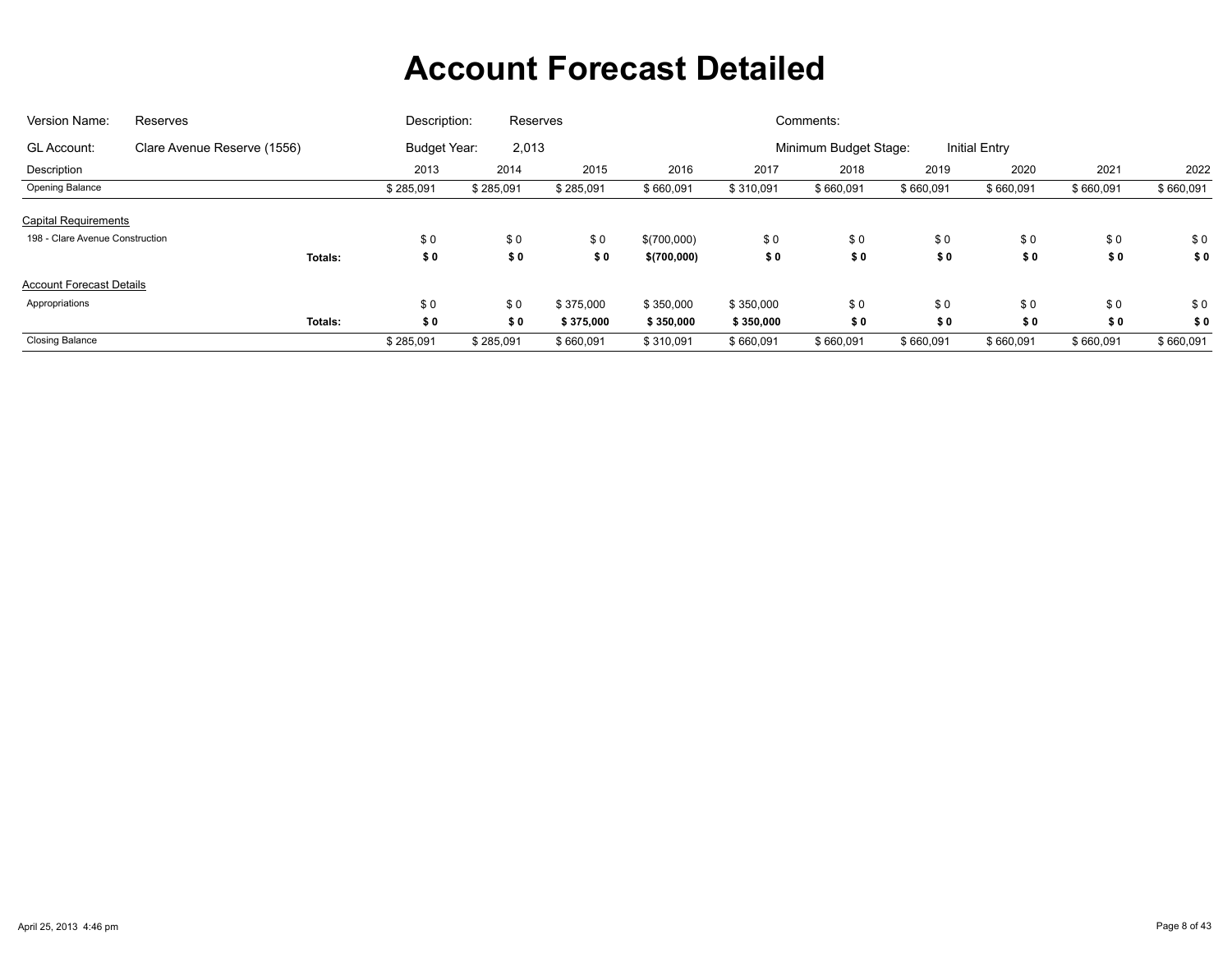# Account Forecast Detailed

| | | | | | |
|---|---|---|---|---|---|
| Version Name: | Reserves | Description: | Reserves | Comments: | |
| GL Account: | Clare Avenue Reserve (1556) | Budget Year: | 2,013 | Minimum Budget Stage: | Initial Entry |

| Description | | 2013 | 2014 | 2015 | 2016 | 2017 | 2018 | 2019 | 2020 | 2021 | 2022 |
|---|---|---|---|---|---|---|---|---|---|---|---|
| Opening Balance | | $ 285,091 | $ 285,091 | $ 285,091 | $ 660,091 | $ 310,091 | $ 660,091 | $ 660,091 | $ 660,091 | $ 660,091 | $ 660,091 |
| Capital Requirements | | | | | | | | | | | |
| 198 - Clare Avenue Construction | | $ 0 | $ 0 | $ 0 | $(700,000) | $ 0 | $ 0 | $ 0 | $ 0 | $ 0 | $ 0 |
| | **Totals:** | **$ 0** | **$ 0** | **$ 0** | **$(700,000)** | **$ 0** | **$ 0** | **$ 0** | **$ 0** | **$ 0** | **$ 0** |
| Account Forecast Details | | | | | | | | | | | |
| Appropriations | | $ 0 | $ 0 | $ 375,000 | $ 350,000 | $ 350,000 | $ 0 | $ 0 | $ 0 | $ 0 | $ 0 |
| | **Totals:** | **$ 0** | **$ 0** | **$ 375,000** | **$ 350,000** | **$ 350,000** | **$ 0** | **$ 0** | **$ 0** | **$ 0** | **$ 0** |
| Closing Balance | | $ 285,091 | $ 285,091 | $ 660,091 | $ 310,091 | $ 660,091 | $ 660,091 | $ 660,091 | $ 660,091 | $ 660,091 | $ 660,091 |

April 25, 2013 4:46 pm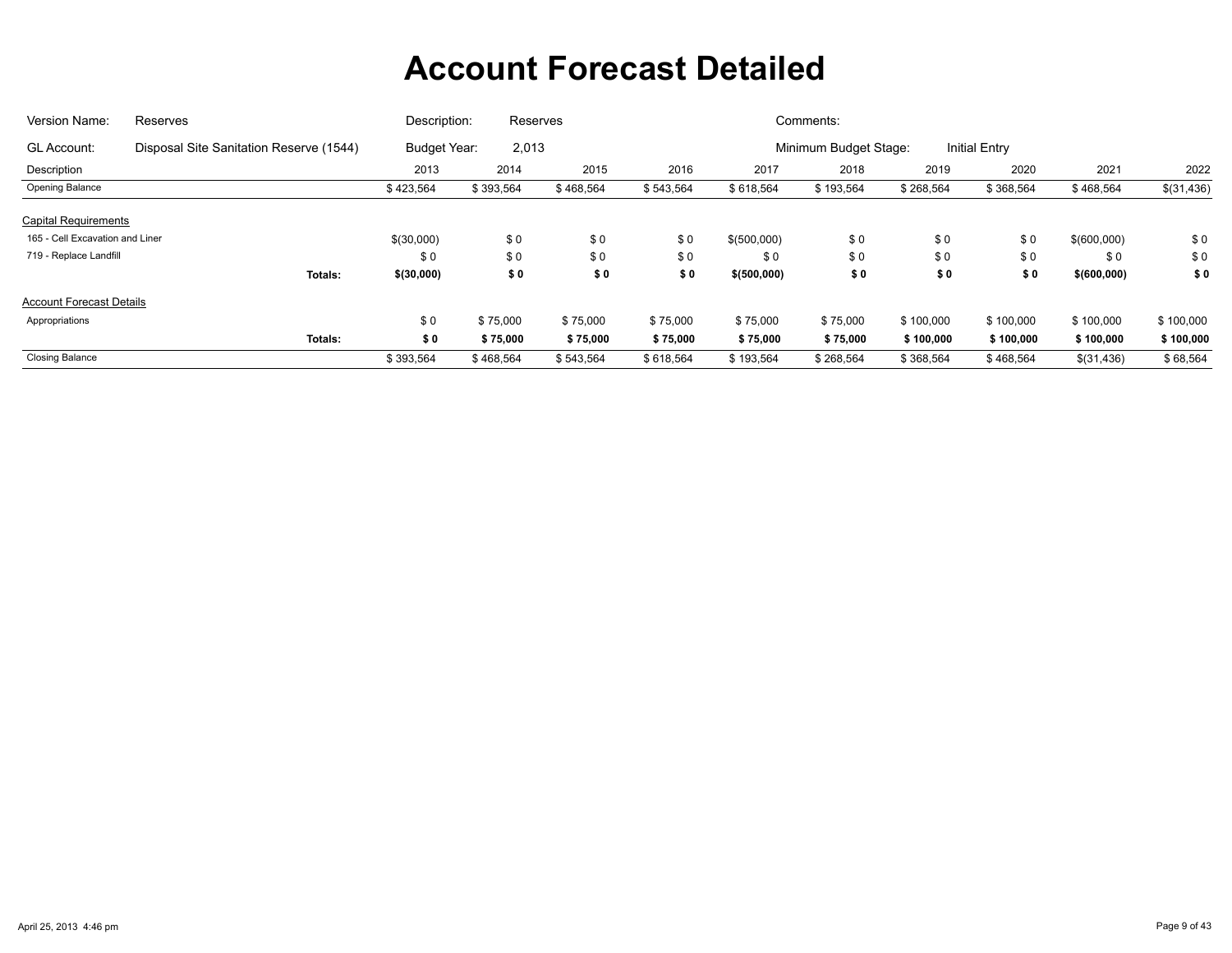# Account Forecast Detailed

| | | | | | | |
|---|---|---|---|---|---|---|
| Version Name: | Reserves | Description: | Reserves | Comments: | | |
| GL Account: | Disposal Site Sanitation Reserve (1544) | Budget Year: | 2,013 | Minimum Budget Stage: | Initial Entry | |

| Description | | 2013 | 2014 | 2015 | 2016 | 2017 | 2018 | 2019 | 2020 | 2021 | 2022 |
|---|---|---|---|---|---|---|---|---|---|---|---|
| Opening Balance | | $ 423,564 | $ 393,564 | $ 468,564 | $ 543,564 | $ 618,564 | $ 193,564 | $ 268,564 | $ 368,564 | $ 468,564 | $(31,436) |
| Capital Requirements | | | | | | | | | | | |
| 165 - Cell Excavation and Liner | | $(30,000) | $ 0 | $ 0 | $ 0 | $(500,000) | $ 0 | $ 0 | $ 0 | $(600,000) | $ 0 |
| 719 - Replace Landfill | | $ 0 | $ 0 | $ 0 | $ 0 | $ 0 | $ 0 | $ 0 | $ 0 | $ 0 | $ 0 |
| | **Totals:** | **$(30,000)** | **$ 0** | **$ 0** | **$ 0** | **$(500,000)** | **$ 0** | **$ 0** | **$ 0** | **$(600,000)** | **$ 0** |
| Account Forecast Details | | | | | | | | | | | |
| Appropriations | | $ 0 | $ 75,000 | $ 75,000 | $ 75,000 | $ 75,000 | $ 75,000 | $ 100,000 | $ 100,000 | $ 100,000 | $ 100,000 |
| | **Totals:** | **$ 0** | **$ 75,000** | **$ 75,000** | **$ 75,000** | **$ 75,000** | **$ 75,000** | **$ 100,000** | **$ 100,000** | **$ 100,000** | **$ 100,000** |
| Closing Balance | | $ 393,564 | $ 468,564 | $ 543,564 | $ 618,564 | $ 193,564 | $ 268,564 | $ 368,564 | $ 468,564 | $(31,436) | $ 68,564 |

April 25, 2013 4:46 pm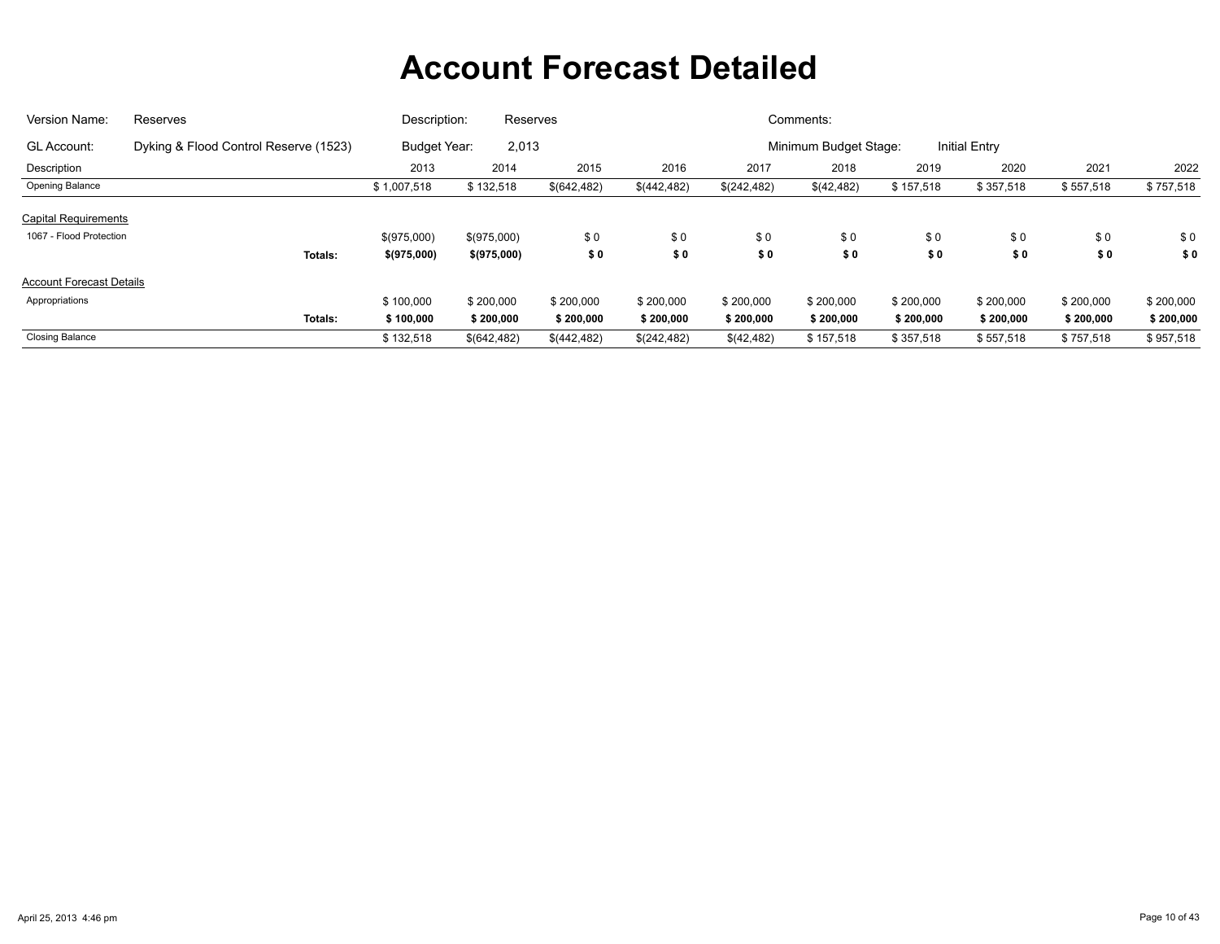# Account Forecast Detailed

| Version Name: | Reserves | Description: | Reserves | Comments: | |
|---|---|---|---|---|---|
| GL Account: | Dyking & Flood Control Reserve (1523) | Budget Year: | 2,013 | Minimum Budget Stage: | Initial Entry |

| Description | | 2013 | 2014 | 2015 | 2016 | 2017 | 2018 | 2019 | 2020 | 2021 | 2022 |
|---|---|---|---|---|---|---|---|---|---|---|---|
| Opening Balance | | $ 1,007,518 | $ 132,518 | $(642,482) | $(442,482) | $(242,482) | $(42,482) | $ 157,518 | $ 357,518 | $ 557,518 | $ 757,518 |
| Capital Requirements | | | | | | | | | | | |
| 1067 - Flood Protection | | $(975,000) | $(975,000) | $ 0 | $ 0 | $ 0 | $ 0 | $ 0 | $ 0 | $ 0 | $ 0 |
| | **Totals:** | **$(975,000)** | **$(975,000)** | **$ 0** | **$ 0** | **$ 0** | **$ 0** | **$ 0** | **$ 0** | **$ 0** | **$ 0** |
| Account Forecast Details | | | | | | | | | | | |
| Appropriations | | $ 100,000 | $ 200,000 | $ 200,000 | $ 200,000 | $ 200,000 | $ 200,000 | $ 200,000 | $ 200,000 | $ 200,000 | $ 200,000 |
| | **Totals:** | **$ 100,000** | **$ 200,000** | **$ 200,000** | **$ 200,000** | **$ 200,000** | **$ 200,000** | **$ 200,000** | **$ 200,000** | **$ 200,000** | **$ 200,000** |
| Closing Balance | | $ 132,518 | $(642,482) | $(442,482) | $(242,482) | $(42,482) | $ 157,518 | $ 357,518 | $ 557,518 | $ 757,518 | $ 957,518 |

April 25, 2013 4:46 pm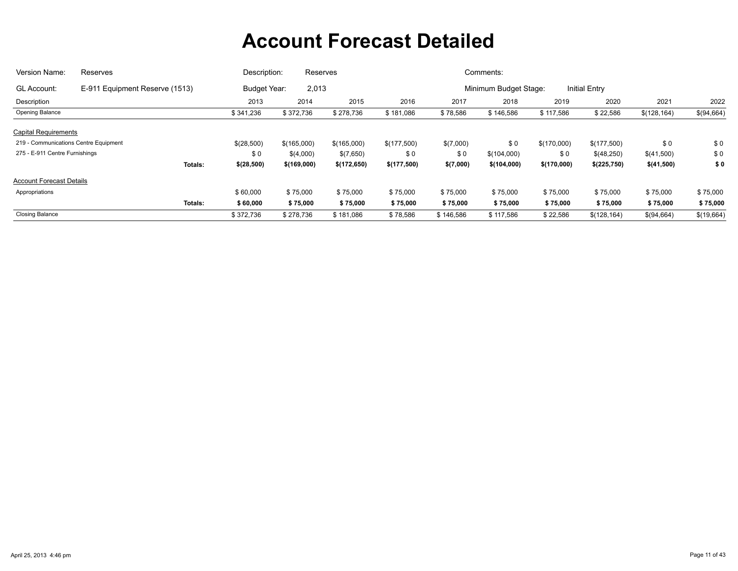# Account Forecast Detailed

Version Name: Reserves | Description: Reserves | Comments:

GL Account: E-911 Equipment Reserve (1513) | Budget Year: 2,013 | Minimum Budget Stage: Initial Entry

| Description | | 2013 | 2014 | 2015 | 2016 | 2017 | 2018 | 2019 | 2020 | 2021 | 2022 |
|---|---|---|---|---|---|---|---|---|---|---|---|
| Opening Balance | | $ 341,236 | $ 372,736 | $ 278,736 | $ 181,086 | $ 78,586 | $ 146,586 | $ 117,586 | $ 22,586 | $(128,164) | $(94,664) |
| **Capital Requirements** | | | | | | | | | | | |
| 219 - Communications Centre Equipment | | $(28,500) | $(165,000) | $(165,000) | $(177,500) | $(7,000) | $ 0 | $(170,000) | $(177,500) | $ 0 | $ 0 |
| 275 - E-911 Centre Furnishings | | $ 0 | $(4,000) | $(7,650) | $ 0 | $ 0 | $(104,000) | $ 0 | $(48,250) | $(41,500) | $ 0 |
| | **Totals:** | **$(28,500)** | **$(169,000)** | **$(172,650)** | **$(177,500)** | **$(7,000)** | **$(104,000)** | **$(170,000)** | **$(225,750)** | **$(41,500)** | **$ 0** |
| **Account Forecast Details** | | | | | | | | | | | |
| Appropriations | | $ 60,000 | $ 75,000 | $ 75,000 | $ 75,000 | $ 75,000 | $ 75,000 | $ 75,000 | $ 75,000 | $ 75,000 | $ 75,000 |
| | **Totals:** | **$ 60,000** | **$ 75,000** | **$ 75,000** | **$ 75,000** | **$ 75,000** | **$ 75,000** | **$ 75,000** | **$ 75,000** | **$ 75,000** | **$ 75,000** |
| Closing Balance | | $ 372,736 | $ 278,736 | $ 181,086 | $ 78,586 | $ 146,586 | $ 117,586 | $ 22,586 | $(128,164) | $(94,664) | $(19,664) |

April 25, 2013 4:46 pm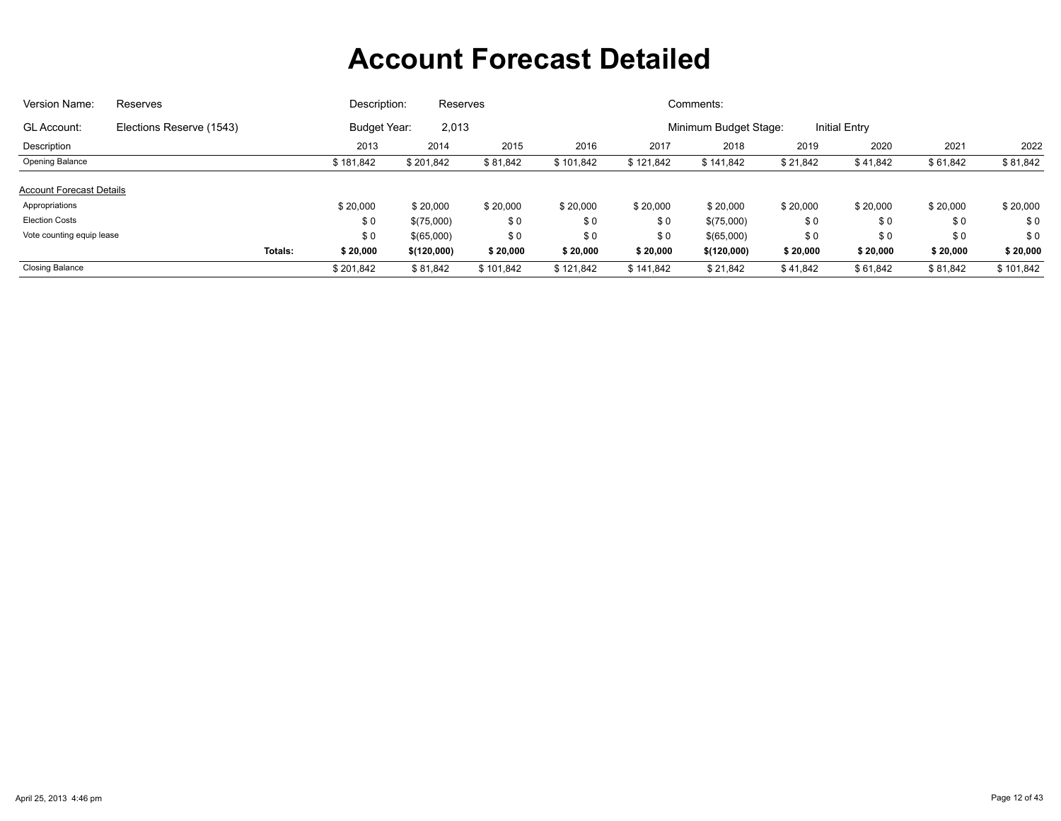# Account Forecast Detailed

Version Name: Reserves | Description: Reserves | Comments:

GL Account: Elections Reserve (1543) | Budget Year: 2,013 | Minimum Budget Stage: Initial Entry

| Description | | 2013 | 2014 | 2015 | 2016 | 2017 | 2018 | 2019 | 2020 | 2021 | 2022 |
|---|---|---|---|---|---|---|---|---|---|---|---|
| Opening Balance | | $ 181,842 | $ 201,842 | $ 81,842 | $ 101,842 | $ 121,842 | $ 141,842 | $ 21,842 | $ 41,842 | $ 61,842 | $ 81,842 |
| Account Forecast Details | | | | | | | | | | | |
| Appropriations | | $ 20,000 | $ 20,000 | $ 20,000 | $ 20,000 | $ 20,000 | $ 20,000 | $ 20,000 | $ 20,000 | $ 20,000 | $ 20,000 |
| Election Costs | | $ 0 | $(75,000) | $ 0 | $ 0 | $ 0 | $(75,000) | $ 0 | $ 0 | $ 0 | $ 0 |
| Vote counting equip lease | | $ 0 | $(65,000) | $ 0 | $ 0 | $ 0 | $(65,000) | $ 0 | $ 0 | $ 0 | $ 0 |
| | **Totals:** | **$ 20,000** | **$(120,000)** | **$ 20,000** | **$ 20,000** | **$ 20,000** | **$(120,000)** | **$ 20,000** | **$ 20,000** | **$ 20,000** | **$ 20,000** |
| Closing Balance | | $ 201,842 | $ 81,842 | $ 101,842 | $ 121,842 | $ 141,842 | $ 21,842 | $ 41,842 | $ 61,842 | $ 81,842 | $ 101,842 |

April 25, 2013 4:46 pm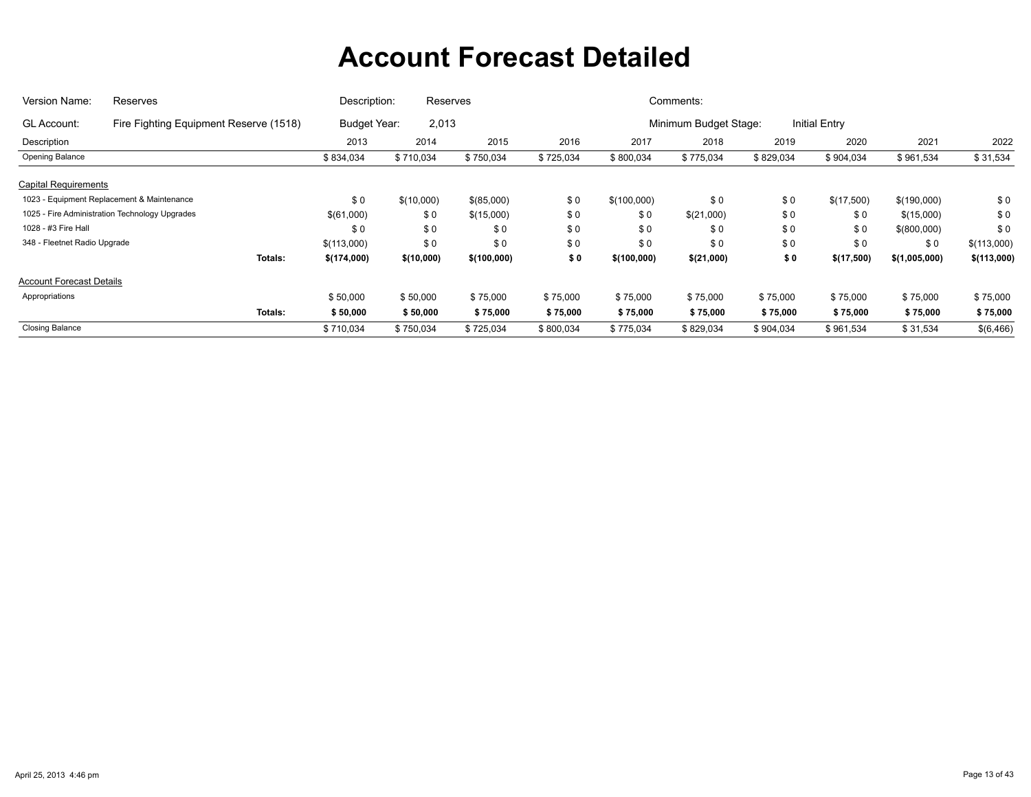# Account Forecast Detailed

| Version Name: | Reserves | Description: | Reserves | Comments: | |
|---|---|---|---|---|---|
| GL Account: | Fire Fighting Equipment Reserve (1518) | Budget Year: | 2,013 | Minimum Budget Stage: | Initial Entry |

| Description | | 2013 | 2014 | 2015 | 2016 | 2017 | 2018 | 2019 | 2020 | 2021 | 2022 |
|---|---|---|---|---|---|---|---|---|---|---|---|
| Opening Balance | | $ 834,034 | $ 710,034 | $ 750,034 | $ 725,034 | $ 800,034 | $ 775,034 | $ 829,034 | $ 904,034 | $ 961,534 | $ 31,534 |
| **Capital Requirements** | | | | | | | | | | | |
| 1023 - Equipment Replacement & Maintenance | | $ 0 | $(10,000) | $(85,000) | $ 0 | $(100,000) | $ 0 | $ 0 | $(17,500) | $(190,000) | $ 0 |
| 1025 - Fire Administration Technology Upgrades | | $(61,000) | $ 0 | $(15,000) | $ 0 | $ 0 | $(21,000) | $ 0 | $ 0 | $(15,000) | $ 0 |
| 1028 - #3 Fire Hall | | $ 0 | $ 0 | $ 0 | $ 0 | $ 0 | $ 0 | $ 0 | $ 0 | $(800,000) | $ 0 |
| 348 - Fleetnet Radio Upgrade | | $(113,000) | $ 0 | $ 0 | $ 0 | $ 0 | $ 0 | $ 0 | $ 0 | $ 0 | $(113,000) |
| | **Totals:** | **$(174,000)** | **$(10,000)** | **$(100,000)** | **$ 0** | **$(100,000)** | **$(21,000)** | **$ 0** | **$(17,500)** | **$(1,005,000)** | **$(113,000)** |
| **Account Forecast Details** | | | | | | | | | | | |
| Appropriations | | $ 50,000 | $ 50,000 | $ 75,000 | $ 75,000 | $ 75,000 | $ 75,000 | $ 75,000 | $ 75,000 | $ 75,000 | $ 75,000 |
| | **Totals:** | **$ 50,000** | **$ 50,000** | **$ 75,000** | **$ 75,000** | **$ 75,000** | **$ 75,000** | **$ 75,000** | **$ 75,000** | **$ 75,000** | **$ 75,000** |
| Closing Balance | | $ 710,034 | $ 750,034 | $ 725,034 | $ 800,034 | $ 775,034 | $ 829,034 | $ 904,034 | $ 961,534 | $ 31,534 | $(6,466) |

April 25, 2013 4:46 pm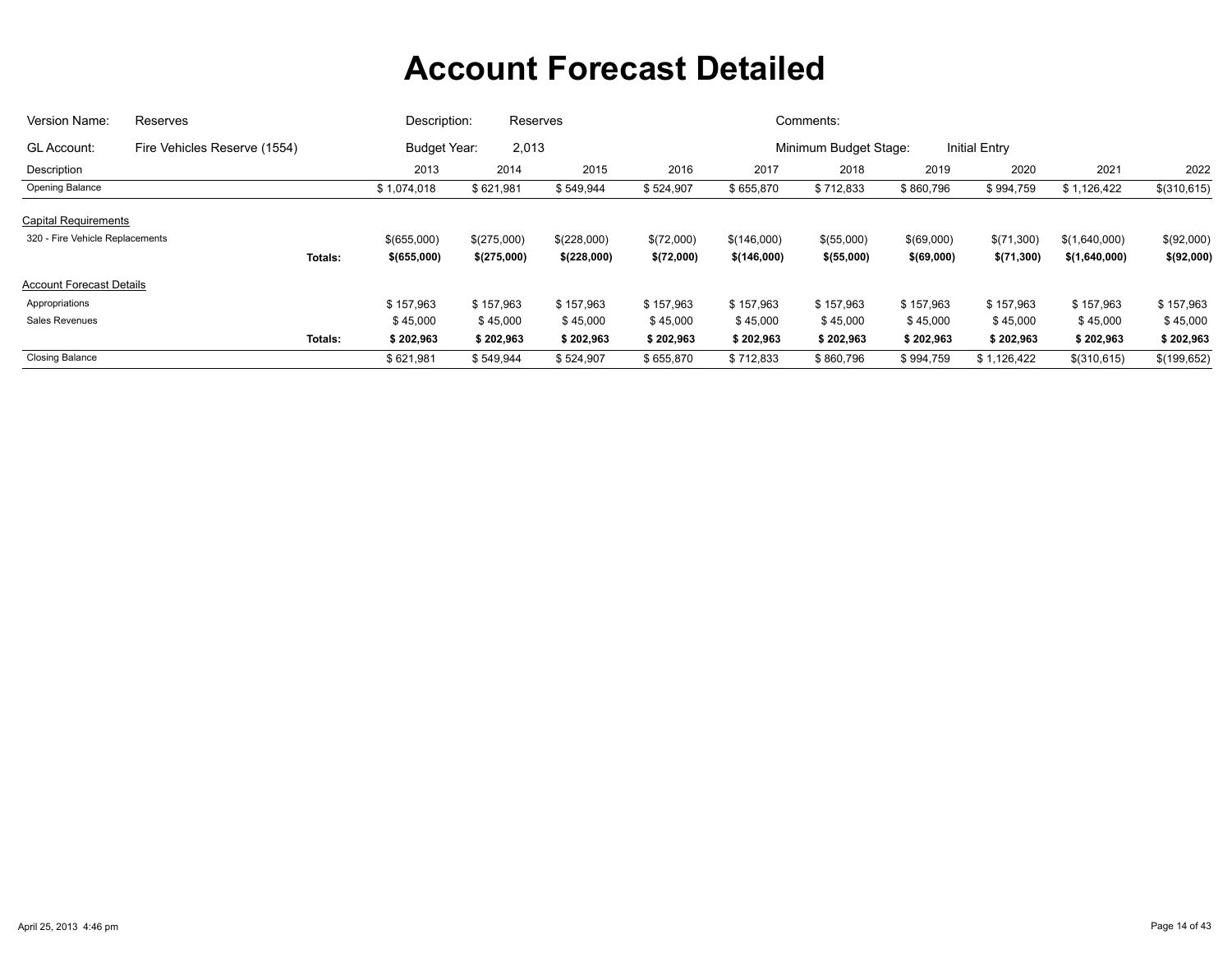# Account Forecast Detailed

| | | | | | |
|---|---|---|---|---|---|
| Version Name: | Reserves | Description: | Reserves | Comments: | |
| GL Account: | Fire Vehicles Reserve (1554) | Budget Year: | 2,013 | Minimum Budget Stage: | Initial Entry |

| Description | | 2013 | 2014 | 2015 | 2016 | 2017 | 2018 | 2019 | 2020 | 2021 | 2022 |
|---|---|---|---|---|---|---|---|---|---|---|---|
| Opening Balance | | $ 1,074,018 | $ 621,981 | $ 549,944 | $ 524,907 | $ 655,870 | $ 712,833 | $ 860,796 | $ 994,759 | $ 1,126,422 | $(310,615) |
| Capital Requirements | | | | | | | | | | | |
| 320 - Fire Vehicle Replacements | | $(655,000) | $(275,000) | $(228,000) | $(72,000) | $(146,000) | $(55,000) | $(69,000) | $(71,300) | $(1,640,000) | $(92,000) |
| | **Totals:** | **$(655,000)** | **$(275,000)** | **$(228,000)** | **$(72,000)** | **$(146,000)** | **$(55,000)** | **$(69,000)** | **$(71,300)** | **$(1,640,000)** | **$(92,000)** |
| Account Forecast Details | | | | | | | | | | | |
| Appropriations | | $ 157,963 | $ 157,963 | $ 157,963 | $ 157,963 | $ 157,963 | $ 157,963 | $ 157,963 | $ 157,963 | $ 157,963 | $ 157,963 |
| Sales Revenues | | $ 45,000 | $ 45,000 | $ 45,000 | $ 45,000 | $ 45,000 | $ 45,000 | $ 45,000 | $ 45,000 | $ 45,000 | $ 45,000 |
| | **Totals:** | **$ 202,963** | **$ 202,963** | **$ 202,963** | **$ 202,963** | **$ 202,963** | **$ 202,963** | **$ 202,963** | **$ 202,963** | **$ 202,963** | **$ 202,963** |
| Closing Balance | | $ 621,981 | $ 549,944 | $ 524,907 | $ 655,870 | $ 712,833 | $ 860,796 | $ 994,759 | $ 1,126,422 | $(310,615) | $(199,652) |

April 25, 2013 4:46 pm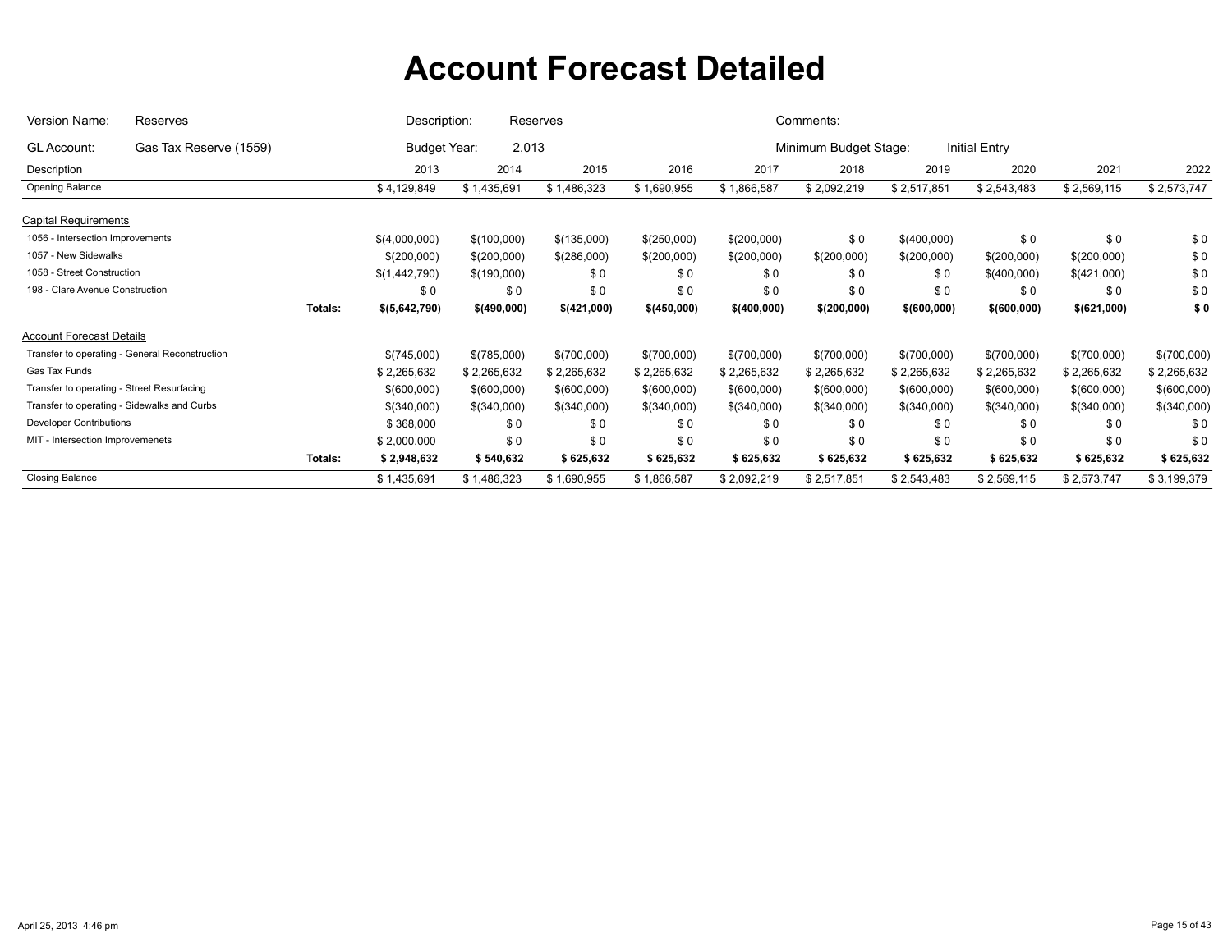# Account Forecast Detailed

Version Name: Reserves | Description: Reserves | Comments:

GL Account: Gas Tax Reserve (1559) | Budget Year: 2,013 | Minimum Budget Stage: Initial Entry

| Description | | 2013 | 2014 | 2015 | 2016 | 2017 | 2018 | 2019 | 2020 | 2021 | 2022 |
|---|---|---|---|---|---|---|---|---|---|---|---|
| Opening Balance | | $ 4,129,849 | $ 1,435,691 | $ 1,486,323 | $ 1,690,955 | $ 1,866,587 | $ 2,092,219 | $ 2,517,851 | $ 2,543,483 | $ 2,569,115 | $ 2,573,747 |
| **Capital Requirements** | | | | | | | | | | | |
| 1056 - Intersection Improvements | | $(4,000,000) | $(100,000) | $(135,000) | $(250,000) | $(200,000) | $ 0 | $(400,000) | $ 0 | $ 0 | $ 0 |
| 1057 - New Sidewalks | | $(200,000) | $(200,000) | $(286,000) | $(200,000) | $(200,000) | $(200,000) | $(200,000) | $(200,000) | $(200,000) | $ 0 |
| 1058 - Street Construction | | $(1,442,790) | $(190,000) | $ 0 | $ 0 | $ 0 | $ 0 | $ 0 | $(400,000) | $(421,000) | $ 0 |
| 198 - Clare Avenue Construction | | $ 0 | $ 0 | $ 0 | $ 0 | $ 0 | $ 0 | $ 0 | $ 0 | $ 0 | $ 0 |
| | **Totals:** | **$(5,642,790)** | **$(490,000)** | **$(421,000)** | **$(450,000)** | **$(400,000)** | **$(200,000)** | **$(600,000)** | **$(600,000)** | **$(621,000)** | **$ 0** |
| **Account Forecast Details** | | | | | | | | | | | |
| Transfer to operating - General Reconstruction | | $(745,000) | $(785,000) | $(700,000) | $(700,000) | $(700,000) | $(700,000) | $(700,000) | $(700,000) | $(700,000) | $(700,000) |
| Gas Tax Funds | | $ 2,265,632 | $ 2,265,632 | $ 2,265,632 | $ 2,265,632 | $ 2,265,632 | $ 2,265,632 | $ 2,265,632 | $ 2,265,632 | $ 2,265,632 | $ 2,265,632 |
| Transfer to operating - Street Resurfacing | | $(600,000) | $(600,000) | $(600,000) | $(600,000) | $(600,000) | $(600,000) | $(600,000) | $(600,000) | $(600,000) | $(600,000) |
| Transfer to operating - Sidewalks and Curbs | | $(340,000) | $(340,000) | $(340,000) | $(340,000) | $(340,000) | $(340,000) | $(340,000) | $(340,000) | $(340,000) | $(340,000) |
| Developer Contributions | | $ 368,000 | $ 0 | $ 0 | $ 0 | $ 0 | $ 0 | $ 0 | $ 0 | $ 0 | $ 0 |
| MIT - Intersection Improvemenets | | $ 2,000,000 | $ 0 | $ 0 | $ 0 | $ 0 | $ 0 | $ 0 | $ 0 | $ 0 | $ 0 |
| | **Totals:** | **$ 2,948,632** | **$ 540,632** | **$ 625,632** | **$ 625,632** | **$ 625,632** | **$ 625,632** | **$ 625,632** | **$ 625,632** | **$ 625,632** | **$ 625,632** |
| Closing Balance | | $ 1,435,691 | $ 1,486,323 | $ 1,690,955 | $ 1,866,587 | $ 2,092,219 | $ 2,517,851 | $ 2,543,483 | $ 2,569,115 | $ 2,573,747 | $ 3,199,379 |

April 25, 2013 4:46 pm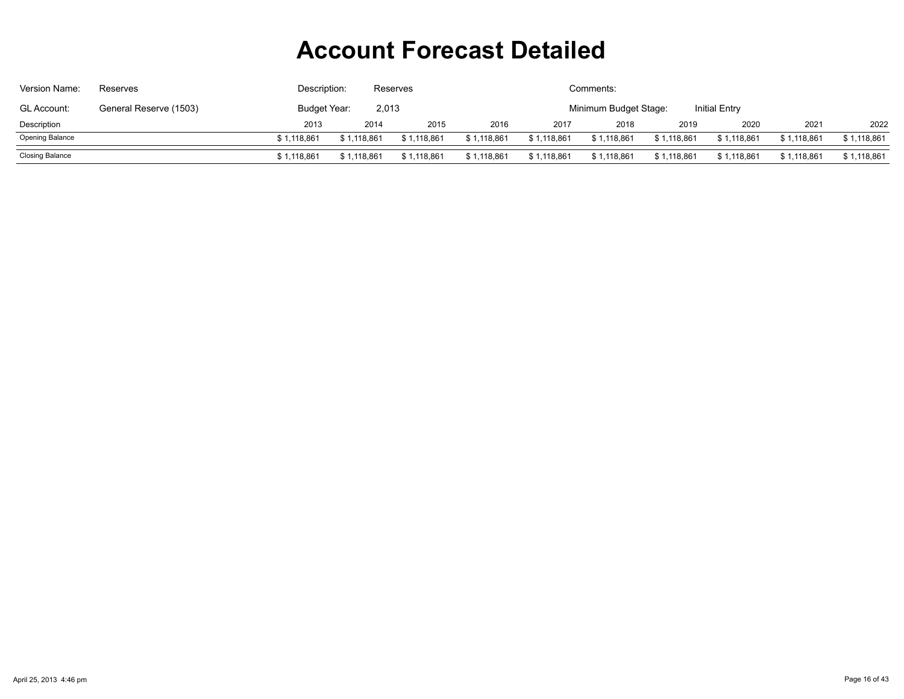# Account Forecast Detailed

Version Name: Reserves

Description: Reserves

Comments:

GL Account: General Reserve (1503)

Budget Year: 2,013

Minimum Budget Stage: Initial Entry

| Description | 2013 | 2014 | 2015 | 2016 | 2017 | 2018 | 2019 | 2020 | 2021 | 2022 |
|---|---|---|---|---|---|---|---|---|---|---|
| Opening Balance | $ 1,118,861 | $ 1,118,861 | $ 1,118,861 | $ 1,118,861 | $ 1,118,861 | $ 1,118,861 | $ 1,118,861 | $ 1,118,861 | $ 1,118,861 | $ 1,118,861 |
| Closing Balance | $ 1,118,861 | $ 1,118,861 | $ 1,118,861 | $ 1,118,861 | $ 1,118,861 | $ 1,118,861 | $ 1,118,861 | $ 1,118,861 | $ 1,118,861 | $ 1,118,861 |

April 25, 2013 4:46 pm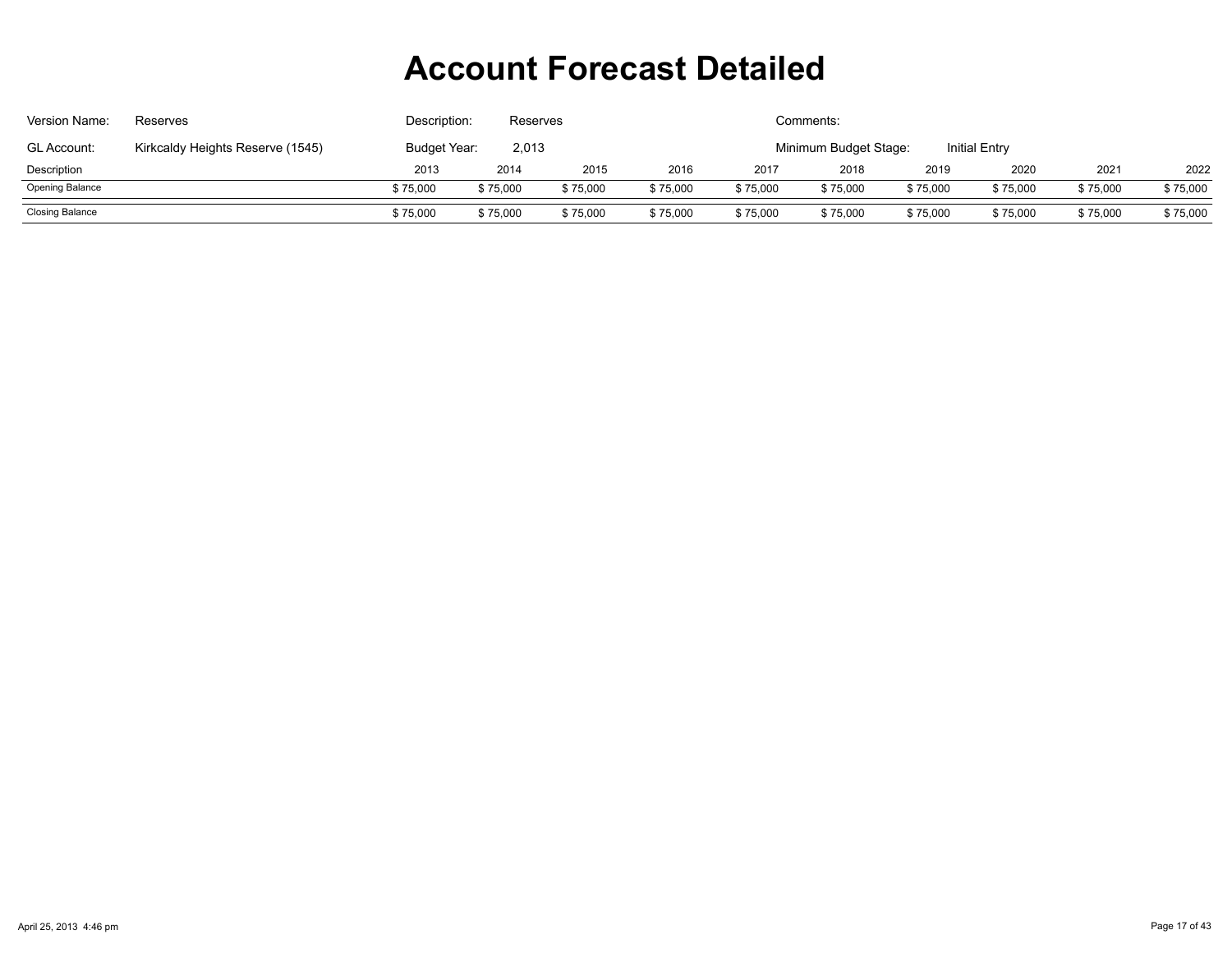# Account Forecast Detailed

| Version Name: | Reserves | Description: | Reserves | Comments: | |
|---|---|---|---|---|---|
| GL Account: | Kirkcaldy Heights Reserve (1545) | Budget Year: | 2,013 | Minimum Budget Stage: | Initial Entry |

| Description | 2013 | 2014 | 2015 | 2016 | 2017 | 2018 | 2019 | 2020 | 2021 | 2022 |
|---|---|---|---|---|---|---|---|---|---|---|
| Opening Balance | $ 75,000 | $ 75,000 | $ 75,000 | $ 75,000 | $ 75,000 | $ 75,000 | $ 75,000 | $ 75,000 | $ 75,000 | $ 75,000 |
| Closing Balance | $ 75,000 | $ 75,000 | $ 75,000 | $ 75,000 | $ 75,000 | $ 75,000 | $ 75,000 | $ 75,000 | $ 75,000 | $ 75,000 |

April 25, 2013 4:46 pm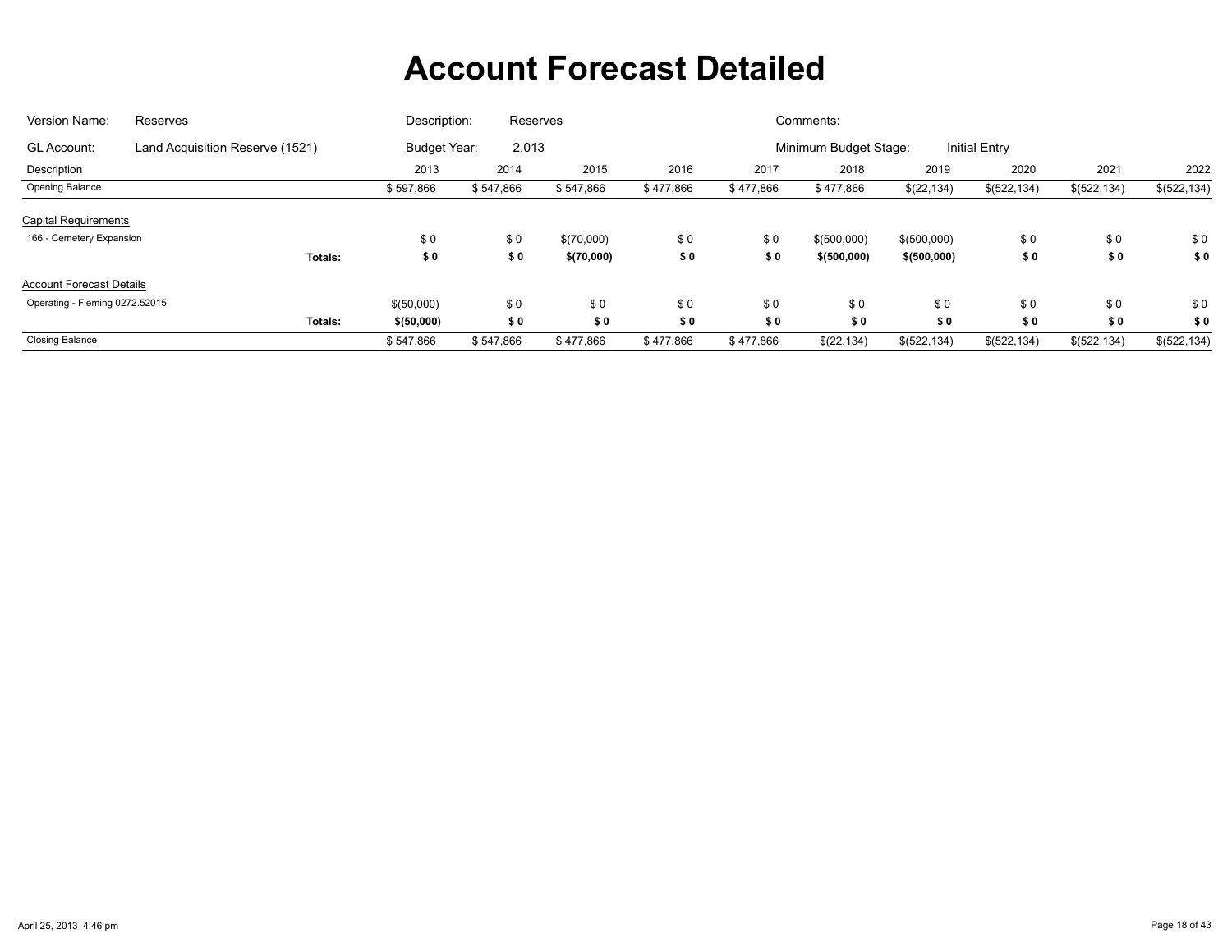# Account Forecast Detailed

| Version Name: | Reserves | Description: | Reserves | Comments: | |
|---|---|---|---|---|---|
| GL Account: | Land Acquisition Reserve (1521) | Budget Year: | 2,013 | Minimum Budget Stage: | Initial Entry |

| Description | | 2013 | 2014 | 2015 | 2016 | 2017 | 2018 | 2019 | 2020 | 2021 | 2022 |
|---|---|---|---|---|---|---|---|---|---|---|---|
| Opening Balance | | $ 597,866 | $ 547,866 | $ 547,866 | $ 477,866 | $ 477,866 | $ 477,866 | $(22,134) | $(522,134) | $(522,134) | $(522,134) |
| Capital Requirements | | | | | | | | | | | |
| 166 - Cemetery Expansion | | $ 0 | $ 0 | $(70,000) | $ 0 | $ 0 | $(500,000) | $(500,000) | $ 0 | $ 0 | $ 0 |
| | **Totals:** | **$ 0** | **$ 0** | **$(70,000)** | **$ 0** | **$ 0** | **$(500,000)** | **$(500,000)** | **$ 0** | **$ 0** | **$ 0** |
| Account Forecast Details | | | | | | | | | | | |
| Operating - Fleming 0272.52015 | | $(50,000) | $ 0 | $ 0 | $ 0 | $ 0 | $ 0 | $ 0 | $ 0 | $ 0 | $ 0 |
| | **Totals:** | **$(50,000)** | **$ 0** | **$ 0** | **$ 0** | **$ 0** | **$ 0** | **$ 0** | **$ 0** | **$ 0** | **$ 0** |
| Closing Balance | | $ 547,866 | $ 547,866 | $ 477,866 | $ 477,866 | $ 477,866 | $(22,134) | $(522,134) | $(522,134) | $(522,134) | $(522,134) |

April 25, 2013 4:46 pm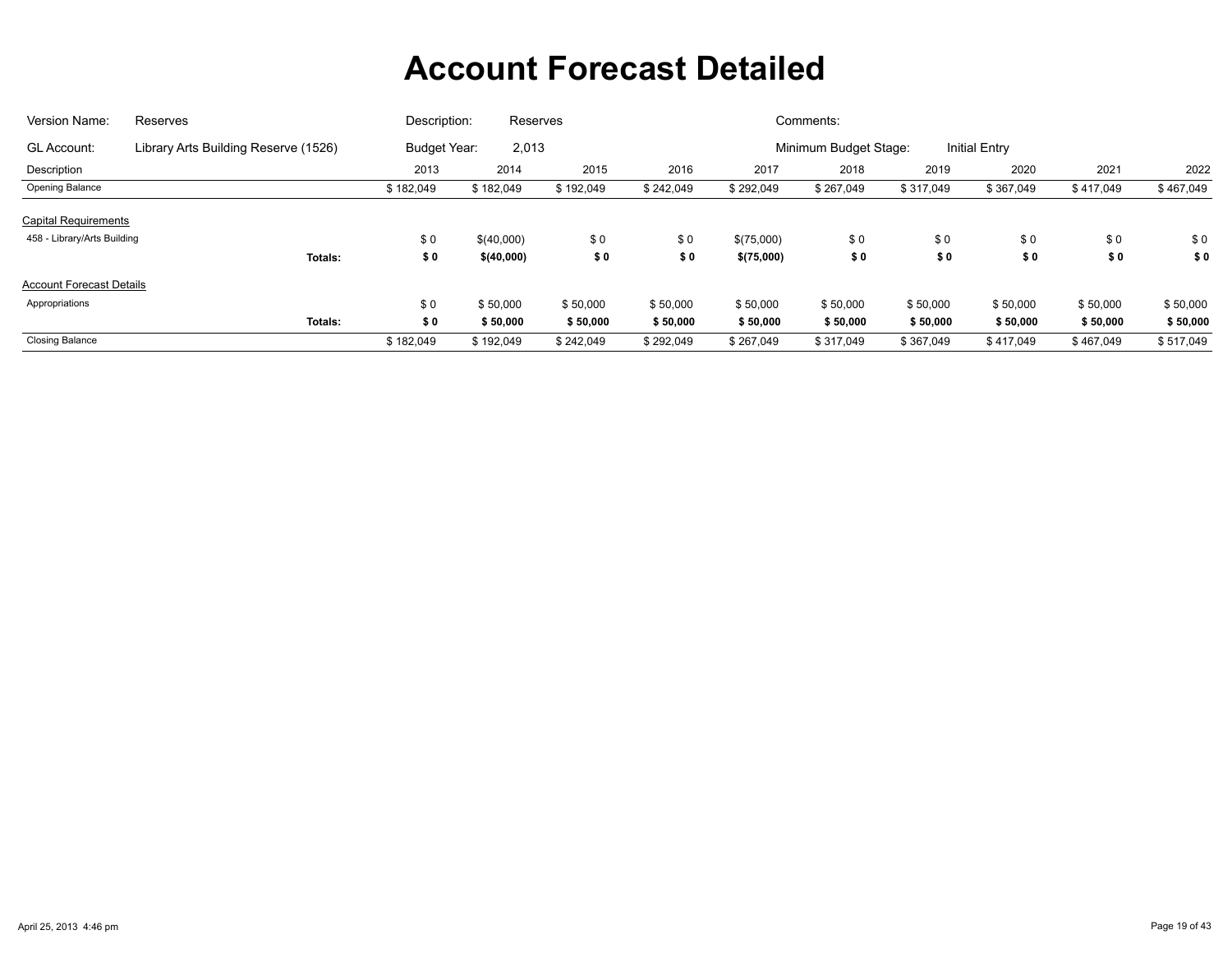# Account Forecast Detailed

Version Name: Reserves | Description: Reserves | Comments:

GL Account: Library Arts Building Reserve (1526) | Budget Year: 2,013 | Minimum Budget Stage: Initial Entry

| Description | | 2013 | 2014 | 2015 | 2016 | 2017 | 2018 | 2019 | 2020 | 2021 | 2022 |
|---|---|---|---|---|---|---|---|---|---|---|---|
| Opening Balance | | $ 182,049 | $ 182,049 | $ 192,049 | $ 242,049 | $ 292,049 | $ 267,049 | $ 317,049 | $ 367,049 | $ 417,049 | $ 467,049 |
| Capital Requirements | | | | | | | | | | | |
| 458 - Library/Arts Building | | $ 0 | $(40,000) | $ 0 | $ 0 | $(75,000) | $ 0 | $ 0 | $ 0 | $ 0 | $ 0 |
| | **Totals:** | **$ 0** | **$(40,000)** | **$ 0** | **$ 0** | **$(75,000)** | **$ 0** | **$ 0** | **$ 0** | **$ 0** | **$ 0** |
| Account Forecast Details | | | | | | | | | | | |
| Appropriations | | $ 0 | $ 50,000 | $ 50,000 | $ 50,000 | $ 50,000 | $ 50,000 | $ 50,000 | $ 50,000 | $ 50,000 | $ 50,000 |
| | **Totals:** | **$ 0** | **$ 50,000** | **$ 50,000** | **$ 50,000** | **$ 50,000** | **$ 50,000** | **$ 50,000** | **$ 50,000** | **$ 50,000** | **$ 50,000** |
| Closing Balance | | $ 182,049 | $ 192,049 | $ 242,049 | $ 292,049 | $ 267,049 | $ 317,049 | $ 367,049 | $ 417,049 | $ 467,049 | $ 517,049 |

April 25, 2013 4:46 pm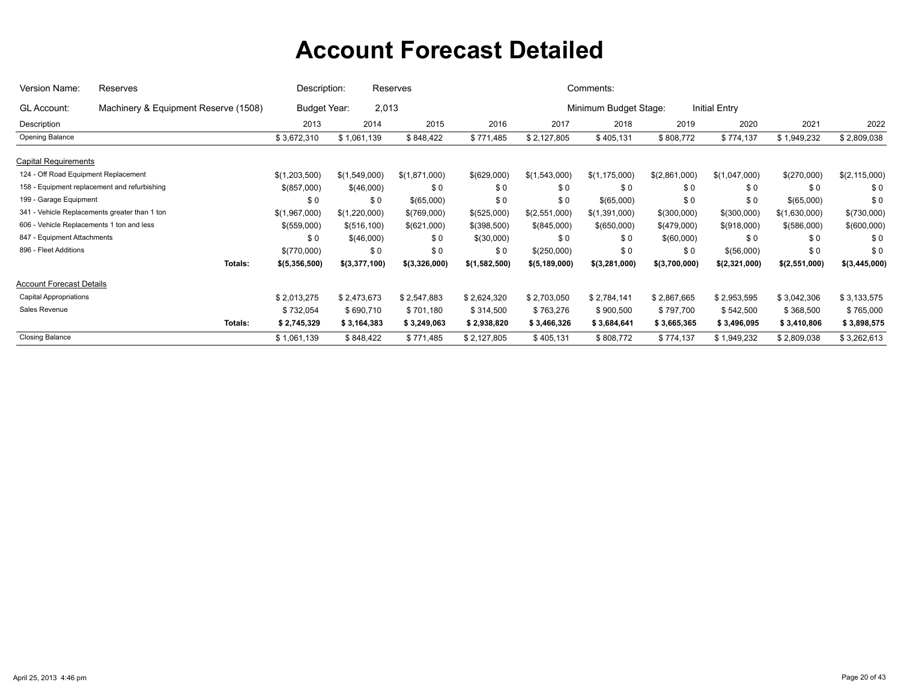# Account Forecast Detailed

Version Name: Reserves  Description: Reserves  Comments:

GL Account: Machinery & Equipment Reserve (1508)  Budget Year: 2,013  Minimum Budget Stage: Initial Entry

| Description | | 2013 | 2014 | 2015 | 2016 | 2017 | 2018 | 2019 | 2020 | 2021 | 2022 |
|---|---|---|---|---|---|---|---|---|---|---|---|
| Opening Balance | | $ 3,672,310 | $ 1,061,139 | $ 848,422 | $ 771,485 | $ 2,127,805 | $ 405,131 | $ 808,772 | $ 774,137 | $ 1,949,232 | $ 2,809,038 |
| Capital Requirements | | | | | | | | | | | |
| 124 - Off Road Equipment Replacement | | $(1,203,500) | $(1,549,000) | $(1,871,000) | $(629,000) | $(1,543,000) | $(1,175,000) | $(2,861,000) | $(1,047,000) | $(270,000) | $(2,115,000) |
| 158 - Equipment replacement and refurbishing | | $(857,000) | $(46,000) | $ 0 | $ 0 | $ 0 | $ 0 | $ 0 | $ 0 | $ 0 | $ 0 |
| 199 - Garage Equipment | | $ 0 | $ 0 | $(65,000) | $ 0 | $ 0 | $(65,000) | $ 0 | $ 0 | $(65,000) | $ 0 |
| 341 - Vehicle Replacements greater than 1 ton | | $(1,967,000) | $(1,220,000) | $(769,000) | $(525,000) | $(2,551,000) | $(1,391,000) | $(300,000) | $(300,000) | $(1,630,000) | $(730,000) |
| 606 - Vehicle Replacements 1 ton and less | | $(559,000) | $(516,100) | $(621,000) | $(398,500) | $(845,000) | $(650,000) | $(479,000) | $(918,000) | $(586,000) | $(600,000) |
| 847 - Equipment Attachments | | $ 0 | $(46,000) | $ 0 | $(30,000) | $ 0 | $ 0 | $(60,000) | $ 0 | $ 0 | $ 0 |
| 896 - Fleet Additions | | $(770,000) | $ 0 | $ 0 | $ 0 | $(250,000) | $ 0 | $ 0 | $(56,000) | $ 0 | $ 0 |
| | **Totals:** | **$(5,356,500)** | **$(3,377,100)** | **$(3,326,000)** | **$(1,582,500)** | **$(5,189,000)** | **$(3,281,000)** | **$(3,700,000)** | **$(2,321,000)** | **$(2,551,000)** | **$(3,445,000)** |
| Account Forecast Details | | | | | | | | | | | |
| Capital Appropriations | | $ 2,013,275 | $ 2,473,673 | $ 2,547,883 | $ 2,624,320 | $ 2,703,050 | $ 2,784,141 | $ 2,867,665 | $ 2,953,595 | $ 3,042,306 | $ 3,133,575 |
| Sales Revenue | | $ 732,054 | $ 690,710 | $ 701,180 | $ 314,500 | $ 763,276 | $ 900,500 | $ 797,700 | $ 542,500 | $ 368,500 | $ 765,000 |
| | **Totals:** | **$ 2,745,329** | **$ 3,164,383** | **$ 3,249,063** | **$ 2,938,820** | **$ 3,466,326** | **$ 3,684,641** | **$ 3,665,365** | **$ 3,496,095** | **$ 3,410,806** | **$ 3,898,575** |
| Closing Balance | | $ 1,061,139 | $ 848,422 | $ 771,485 | $ 2,127,805 | $ 405,131 | $ 808,772 | $ 774,137 | $ 1,949,232 | $ 2,809,038 | $ 3,262,613 |

April 25, 2013 4:46 pm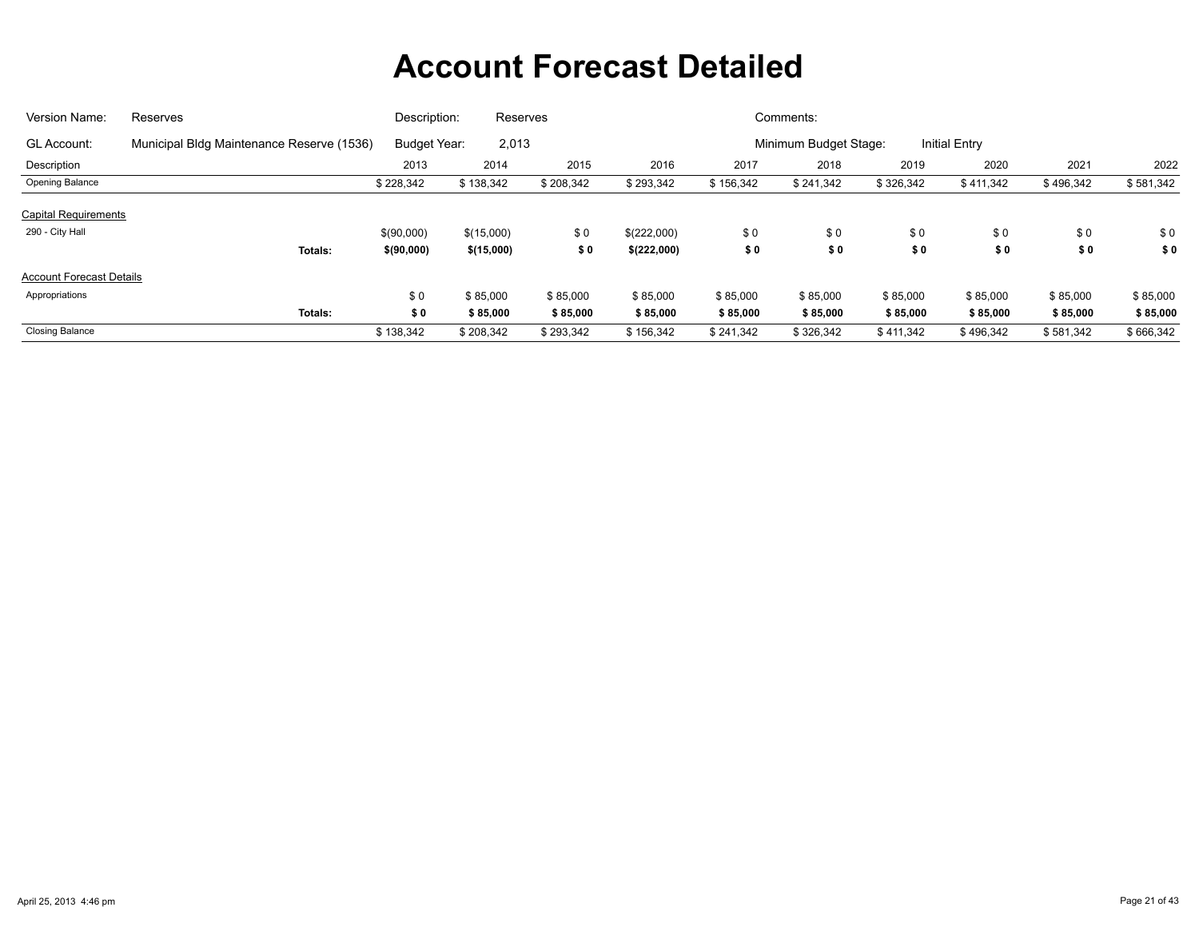# Account Forecast Detailed

| | | | | | |
|---|---|---|---|---|---|
| Version Name: | Reserves | Description: | Reserves | Comments: | |
| GL Account: | Municipal Bldg Maintenance Reserve (1536) | Budget Year: | 2,013 | Minimum Budget Stage: | Initial Entry |

| Description | | 2013 | 2014 | 2015 | 2016 | 2017 | 2018 | 2019 | 2020 | 2021 | 2022 |
|---|---|---|---|---|---|---|---|---|---|---|---|
| Opening Balance | | $ 228,342 | $ 138,342 | $ 208,342 | $ 293,342 | $ 156,342 | $ 241,342 | $ 326,342 | $ 411,342 | $ 496,342 | $ 581,342 |
| <u>Capital Requirements</u> | | | | | | | | | | | |
| 290 - City Hall | | $(90,000) | $(15,000) | $ 0 | $(222,000) | $ 0 | $ 0 | $ 0 | $ 0 | $ 0 | $ 0 |
| | **Totals:** | **$(90,000)** | **$(15,000)** | **$ 0** | **$(222,000)** | **$ 0** | **$ 0** | **$ 0** | **$ 0** | **$ 0** | **$ 0** |
| <u>Account Forecast Details</u> | | | | | | | | | | | |
| Appropriations | | $ 0 | $ 85,000 | $ 85,000 | $ 85,000 | $ 85,000 | $ 85,000 | $ 85,000 | $ 85,000 | $ 85,000 | $ 85,000 |
| | **Totals:** | **$ 0** | **$ 85,000** | **$ 85,000** | **$ 85,000** | **$ 85,000** | **$ 85,000** | **$ 85,000** | **$ 85,000** | **$ 85,000** | **$ 85,000** |
| Closing Balance | | $ 138,342 | $ 208,342 | $ 293,342 | $ 156,342 | $ 241,342 | $ 326,342 | $ 411,342 | $ 496,342 | $ 581,342 | $ 666,342 |

April 25, 2013 4:46 pm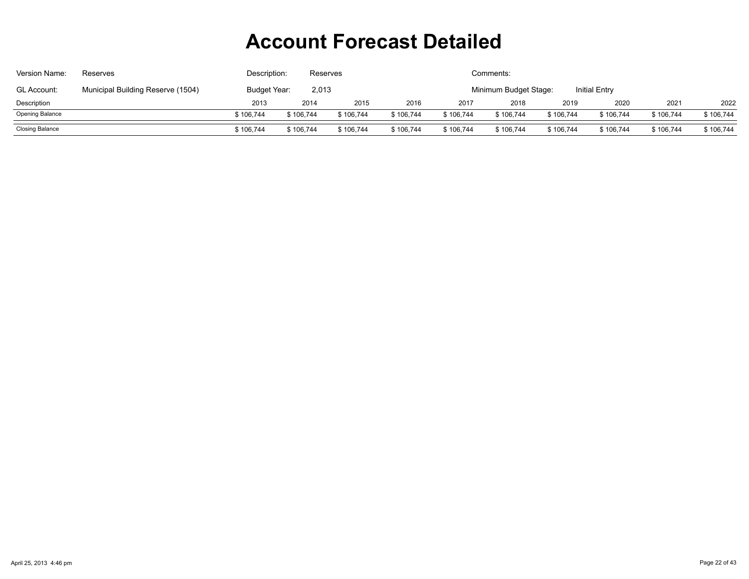# Account Forecast Detailed

Version Name: Reserves

Description: Reserves

Comments:

GL Account: Municipal Building Reserve (1504)

Budget Year: 2,013

Minimum Budget Stage: Initial Entry

| Description | 2013 | 2014 | 2015 | 2016 | 2017 | 2018 | 2019 | 2020 | 2021 | 2022 |
|---|---|---|---|---|---|---|---|---|---|---|
| Opening Balance | $ 106,744 | $ 106,744 | $ 106,744 | $ 106,744 | $ 106,744 | $ 106,744 | $ 106,744 | $ 106,744 | $ 106,744 | $ 106,744 |
| Closing Balance | $ 106,744 | $ 106,744 | $ 106,744 | $ 106,744 | $ 106,744 | $ 106,744 | $ 106,744 | $ 106,744 | $ 106,744 | $ 106,744 |

April 25, 2013 4:46 pm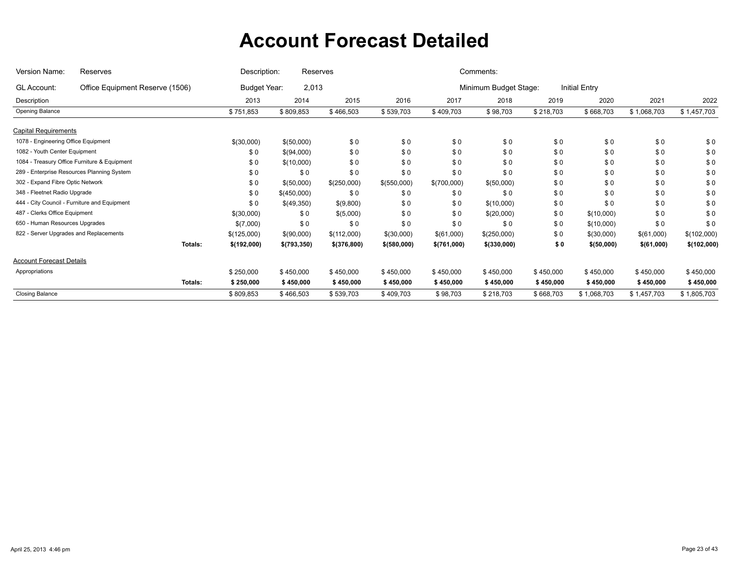# Account Forecast Detailed

| Version Name: | Reserves | Description: | Reserves | Comments: | |
|---|---|---|---|---|---|
| GL Account: | Office Equipment Reserve (1506) | Budget Year: | 2,013 | Minimum Budget Stage: | Initial Entry |

| Description | | 2013 | 2014 | 2015 | 2016 | 2017 | 2018 | 2019 | 2020 | 2021 | 2022 |
|---|---|---|---|---|---|---|---|---|---|---|---|
| Opening Balance | | $ 751,853 | $ 809,853 | $ 466,503 | $ 539,703 | $ 409,703 | $ 98,703 | $ 218,703 | $ 668,703 | $ 1,068,703 | $ 1,457,703 |
| **Capital Requirements** | | | | | | | | | | | |
| 1078 - Engineering Office Equipment | | $(30,000) | $(50,000) | $ 0 | $ 0 | $ 0 | $ 0 | $ 0 | $ 0 | $ 0 | $ 0 |
| 1082 - Youth Center Equipment | | $ 0 | $(94,000) | $ 0 | $ 0 | $ 0 | $ 0 | $ 0 | $ 0 | $ 0 | $ 0 |
| 1084 - Treasury Office Furniture & Equipment | | $ 0 | $(10,000) | $ 0 | $ 0 | $ 0 | $ 0 | $ 0 | $ 0 | $ 0 | $ 0 |
| 289 - Enterprise Resources Planning System | | $ 0 | $ 0 | $ 0 | $ 0 | $ 0 | $ 0 | $ 0 | $ 0 | $ 0 | $ 0 |
| 302 - Expand Fibre Optic Network | | $ 0 | $(50,000) | $(250,000) | $(550,000) | $(700,000) | $(50,000) | $ 0 | $ 0 | $ 0 | $ 0 |
| 348 - Fleetnet Radio Upgrade | | $ 0 | $(450,000) | $ 0 | $ 0 | $ 0 | $ 0 | $ 0 | $ 0 | $ 0 | $ 0 |
| 444 - City Council - Furniture and Equipment | | $ 0 | $(49,350) | $(9,800) | $ 0 | $ 0 | $(10,000) | $ 0 | $ 0 | $ 0 | $ 0 |
| 487 - Clerks Office Equipment | | $(30,000) | $ 0 | $(5,000) | $ 0 | $ 0 | $(20,000) | $ 0 | $(10,000) | $ 0 | $ 0 |
| 650 - Human Resources Upgrades | | $(7,000) | $ 0 | $ 0 | $ 0 | $ 0 | $ 0 | $ 0 | $(10,000) | $ 0 | $ 0 |
| 822 - Server Upgrades and Replacements | | $(125,000) | $(90,000) | $(112,000) | $(30,000) | $(61,000) | $(250,000) | $ 0 | $(30,000) | $(61,000) | $(102,000) |
| | **Totals:** | **$(192,000)** | **$(793,350)** | **$(376,800)** | **$(580,000)** | **$(761,000)** | **$(330,000)** | **$ 0** | **$(50,000)** | **$(61,000)** | **$(102,000)** |
| **Account Forecast Details** | | | | | | | | | | | |
| Appropriations | | $ 250,000 | $ 450,000 | $ 450,000 | $ 450,000 | $ 450,000 | $ 450,000 | $ 450,000 | $ 450,000 | $ 450,000 | $ 450,000 |
| | **Totals:** | **$ 250,000** | **$ 450,000** | **$ 450,000** | **$ 450,000** | **$ 450,000** | **$ 450,000** | **$ 450,000** | **$ 450,000** | **$ 450,000** | **$ 450,000** |
| Closing Balance | | $ 809,853 | $ 466,503 | $ 539,703 | $ 409,703 | $ 98,703 | $ 218,703 | $ 668,703 | $ 1,068,703 | $ 1,457,703 | $ 1,805,703 |

April 25, 2013 4:46 pm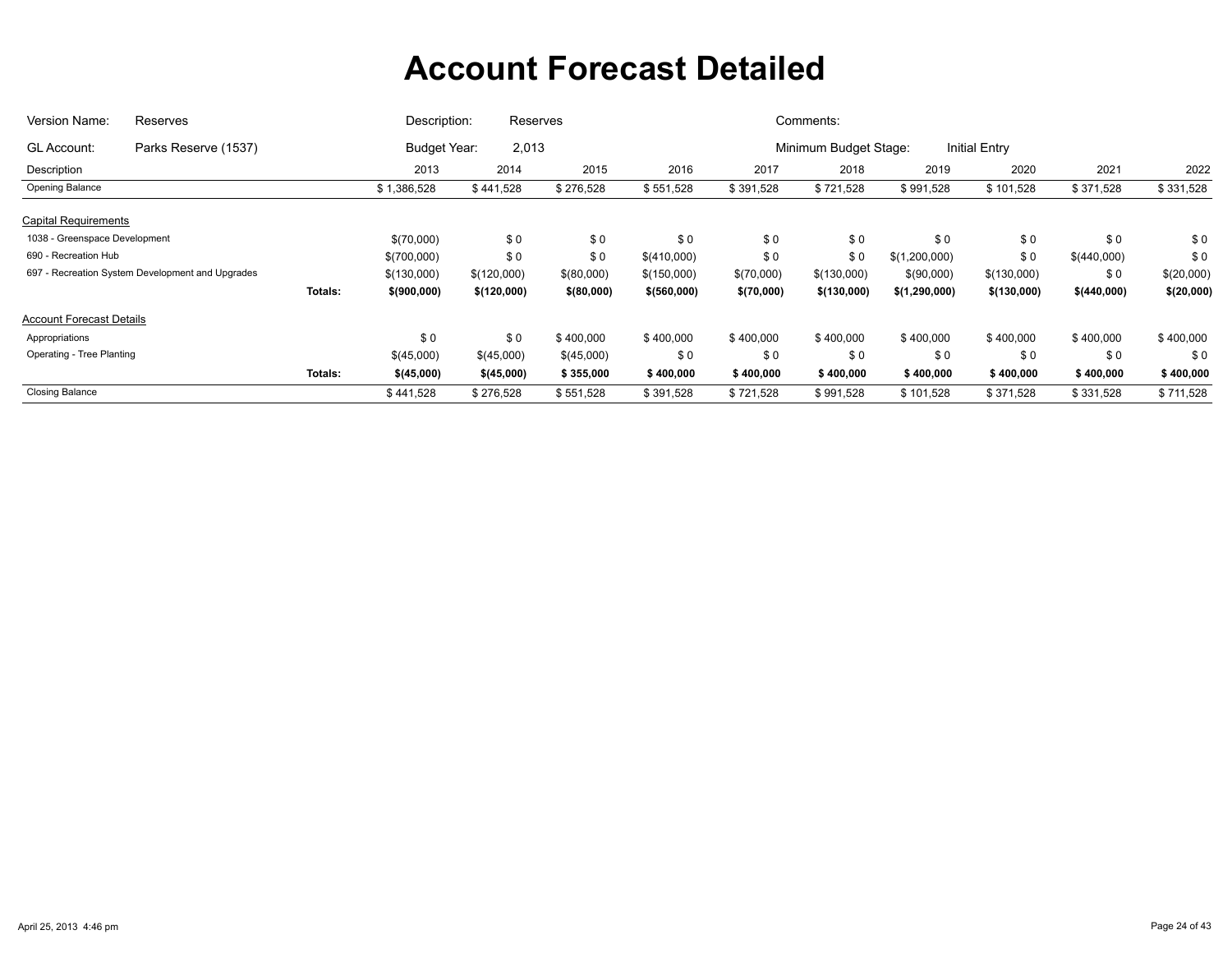# Account Forecast Detailed

| Version Name: | Reserves | Description: | Reserves | Comments: | |
|---|---|---|---|---|---|
| GL Account: | Parks Reserve (1537) | Budget Year: | 2,013 | Minimum Budget Stage: | Initial Entry |

| Description | | 2013 | 2014 | 2015 | 2016 | 2017 | 2018 | 2019 | 2020 | 2021 | 2022 |
|---|---|---|---|---|---|---|---|---|---|---|---|
| Opening Balance | | $ 1,386,528 | $ 441,528 | $ 276,528 | $ 551,528 | $ 391,528 | $ 721,528 | $ 991,528 | $ 101,528 | $ 371,528 | $ 331,528 |
| Capital Requirements | | | | | | | | | | | |
| 1038 - Greenspace Development | | $(70,000) | $ 0 | $ 0 | $ 0 | $ 0 | $ 0 | $ 0 | $ 0 | $ 0 | $ 0 |
| 690 - Recreation Hub | | $(700,000) | $ 0 | $ 0 | $(410,000) | $ 0 | $ 0 | $(1,200,000) | $ 0 | $(440,000) | $ 0 |
| 697 - Recreation System Development and Upgrades | | $(130,000) | $(120,000) | $(80,000) | $(150,000) | $(70,000) | $(130,000) | $(90,000) | $(130,000) | $ 0 | $(20,000) |
| | **Totals:** | **$(900,000)** | **$(120,000)** | **$(80,000)** | **$(560,000)** | **$(70,000)** | **$(130,000)** | **$(1,290,000)** | **$(130,000)** | **$(440,000)** | **$(20,000)** |
| Account Forecast Details | | | | | | | | | | | |
| Appropriations | | $ 0 | $ 0 | $ 400,000 | $ 400,000 | $ 400,000 | $ 400,000 | $ 400,000 | $ 400,000 | $ 400,000 | $ 400,000 |
| Operating - Tree Planting | | $(45,000) | $(45,000) | $(45,000) | $ 0 | $ 0 | $ 0 | $ 0 | $ 0 | $ 0 | $ 0 |
| | **Totals:** | **$(45,000)** | **$(45,000)** | **$ 355,000** | **$ 400,000** | **$ 400,000** | **$ 400,000** | **$ 400,000** | **$ 400,000** | **$ 400,000** | **$ 400,000** |
| Closing Balance | | $ 441,528 | $ 276,528 | $ 551,528 | $ 391,528 | $ 721,528 | $ 991,528 | $ 101,528 | $ 371,528 | $ 331,528 | $ 711,528 |

April 25, 2013 4:46 pm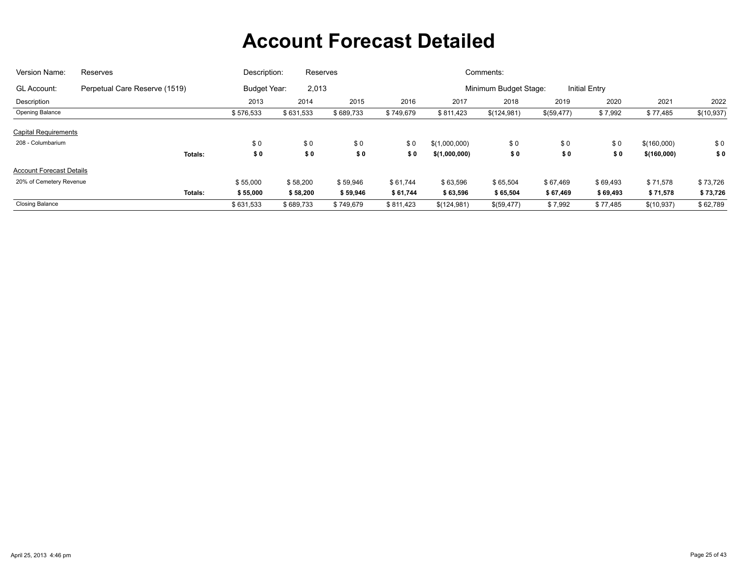# Account Forecast Detailed

| Version Name: | Reserves | Description: | Reserves | Comments: | |
|---|---|---|---|---|---|
| GL Account: | Perpetual Care Reserve (1519) | Budget Year: | 2,013 | Minimum Budget Stage: | Initial Entry |

| Description | | 2013 | 2014 | 2015 | 2016 | 2017 | 2018 | 2019 | 2020 | 2021 | 2022 |
|---|---|---|---|---|---|---|---|---|---|---|---|
| Opening Balance | | $ 576,533 | $ 631,533 | $ 689,733 | $ 749,679 | $ 811,423 | $(124,981) | $(59,477) | $ 7,992 | $ 77,485 | $(10,937) |
| Capital Requirements | | | | | | | | | | | |
| 208 - Columbarium | | $ 0 | $ 0 | $ 0 | $ 0 | $(1,000,000) | $ 0 | $ 0 | $ 0 | $(160,000) | $ 0 |
| | **Totals:** | **$ 0** | **$ 0** | **$ 0** | **$ 0** | **$(1,000,000)** | **$ 0** | **$ 0** | **$ 0** | **$(160,000)** | **$ 0** |
| Account Forecast Details | | | | | | | | | | | |
| 20% of Cemetery Revenue | | $ 55,000 | $ 58,200 | $ 59,946 | $ 61,744 | $ 63,596 | $ 65,504 | $ 67,469 | $ 69,493 | $ 71,578 | $ 73,726 |
| | **Totals:** | **$ 55,000** | **$ 58,200** | **$ 59,946** | **$ 61,744** | **$ 63,596** | **$ 65,504** | **$ 67,469** | **$ 69,493** | **$ 71,578** | **$ 73,726** |
| Closing Balance | | $ 631,533 | $ 689,733 | $ 749,679 | $ 811,423 | $(124,981) | $(59,477) | $ 7,992 | $ 77,485 | $(10,937) | $ 62,789 |

April 25, 2013 4:46 pm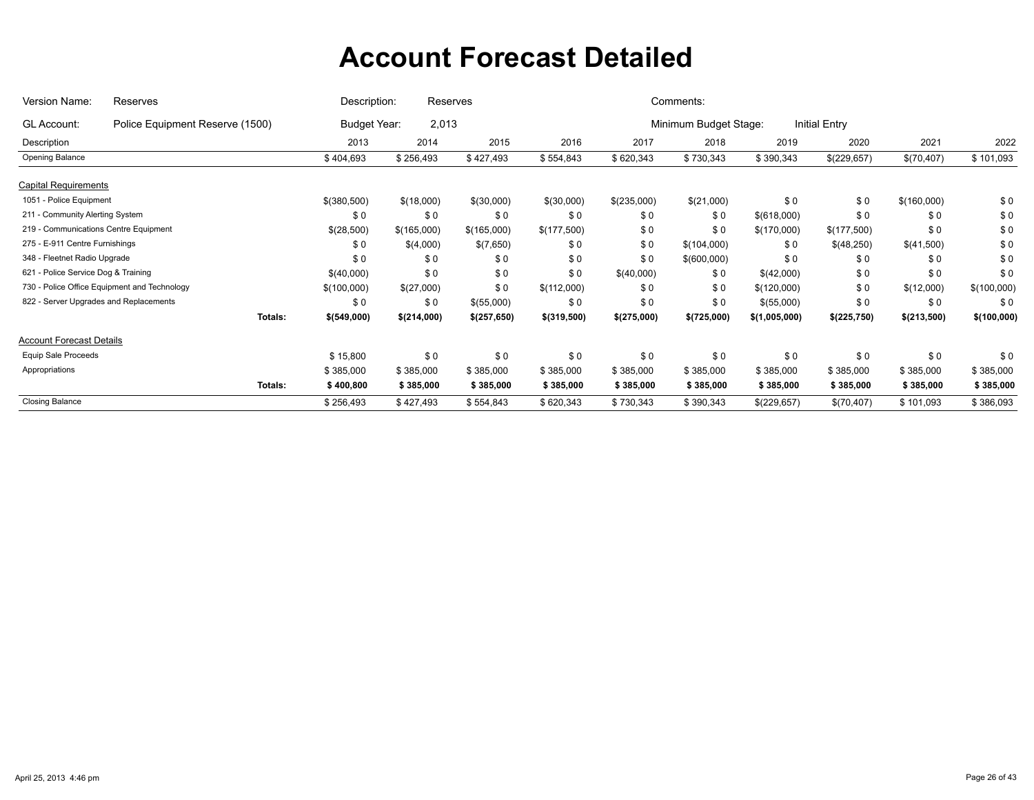# Account Forecast Detailed

Version Name: Reserves | Description: Reserves | Comments:

GL Account: Police Equipment Reserve (1500) | Budget Year: 2,013 | Minimum Budget Stage: Initial Entry

| Description | | 2013 | 2014 | 2015 | 2016 | 2017 | 2018 | 2019 | 2020 | 2021 | 2022 |
|---|---|---|---|---|---|---|---|---|---|---|---|
| Opening Balance | | $ 404,693 | $ 256,493 | $ 427,493 | $ 554,843 | $ 620,343 | $ 730,343 | $ 390,343 | $(229,657) | $(70,407) | $ 101,093 |
| **Capital Requirements** | | | | | | | | | | | |
| 1051 - Police Equipment | | $(380,500) | $(18,000) | $(30,000) | $(30,000) | $(235,000) | $(21,000) | $ 0 | $ 0 | $(160,000) | $ 0 |
| 211 - Community Alerting System | | $ 0 | $ 0 | $ 0 | $ 0 | $ 0 | $ 0 | $(618,000) | $ 0 | $ 0 | $ 0 |
| 219 - Communications Centre Equipment | | $(28,500) | $(165,000) | $(165,000) | $(177,500) | $ 0 | $ 0 | $(170,000) | $(177,500) | $ 0 | $ 0 |
| 275 - E-911 Centre Furnishings | | $ 0 | $(4,000) | $(7,650) | $ 0 | $ 0 | $(104,000) | $ 0 | $(48,250) | $(41,500) | $ 0 |
| 348 - Fleetnet Radio Upgrade | | $ 0 | $ 0 | $ 0 | $ 0 | $ 0 | $(600,000) | $ 0 | $ 0 | $ 0 | $ 0 |
| 621 - Police Service Dog & Training | | $(40,000) | $ 0 | $ 0 | $ 0 | $(40,000) | $ 0 | $(42,000) | $ 0 | $ 0 | $ 0 |
| 730 - Police Office Equipment and Technology | | $(100,000) | $(27,000) | $ 0 | $(112,000) | $ 0 | $ 0 | $(120,000) | $ 0 | $(12,000) | $(100,000) |
| 822 - Server Upgrades and Replacements | | $ 0 | $ 0 | $(55,000) | $ 0 | $ 0 | $ 0 | $(55,000) | $ 0 | $ 0 | $ 0 |
| | **Totals:** | **$(549,000)** | **$(214,000)** | **$(257,650)** | **$(319,500)** | **$(275,000)** | **$(725,000)** | **$(1,005,000)** | **$(225,750)** | **$(213,500)** | **$(100,000)** |
| **Account Forecast Details** | | | | | | | | | | | |
| Equip Sale Proceeds | | $ 15,800 | $ 0 | $ 0 | $ 0 | $ 0 | $ 0 | $ 0 | $ 0 | $ 0 | $ 0 |
| Appropriations | | $ 385,000 | $ 385,000 | $ 385,000 | $ 385,000 | $ 385,000 | $ 385,000 | $ 385,000 | $ 385,000 | $ 385,000 | $ 385,000 |
| | **Totals:** | **$ 400,800** | **$ 385,000** | **$ 385,000** | **$ 385,000** | **$ 385,000** | **$ 385,000** | **$ 385,000** | **$ 385,000** | **$ 385,000** | **$ 385,000** |
| Closing Balance | | $ 256,493 | $ 427,493 | $ 554,843 | $ 620,343 | $ 730,343 | $ 390,343 | $(229,657) | $(70,407) | $ 101,093 | $ 386,093 |

April 25, 2013 4:46 pm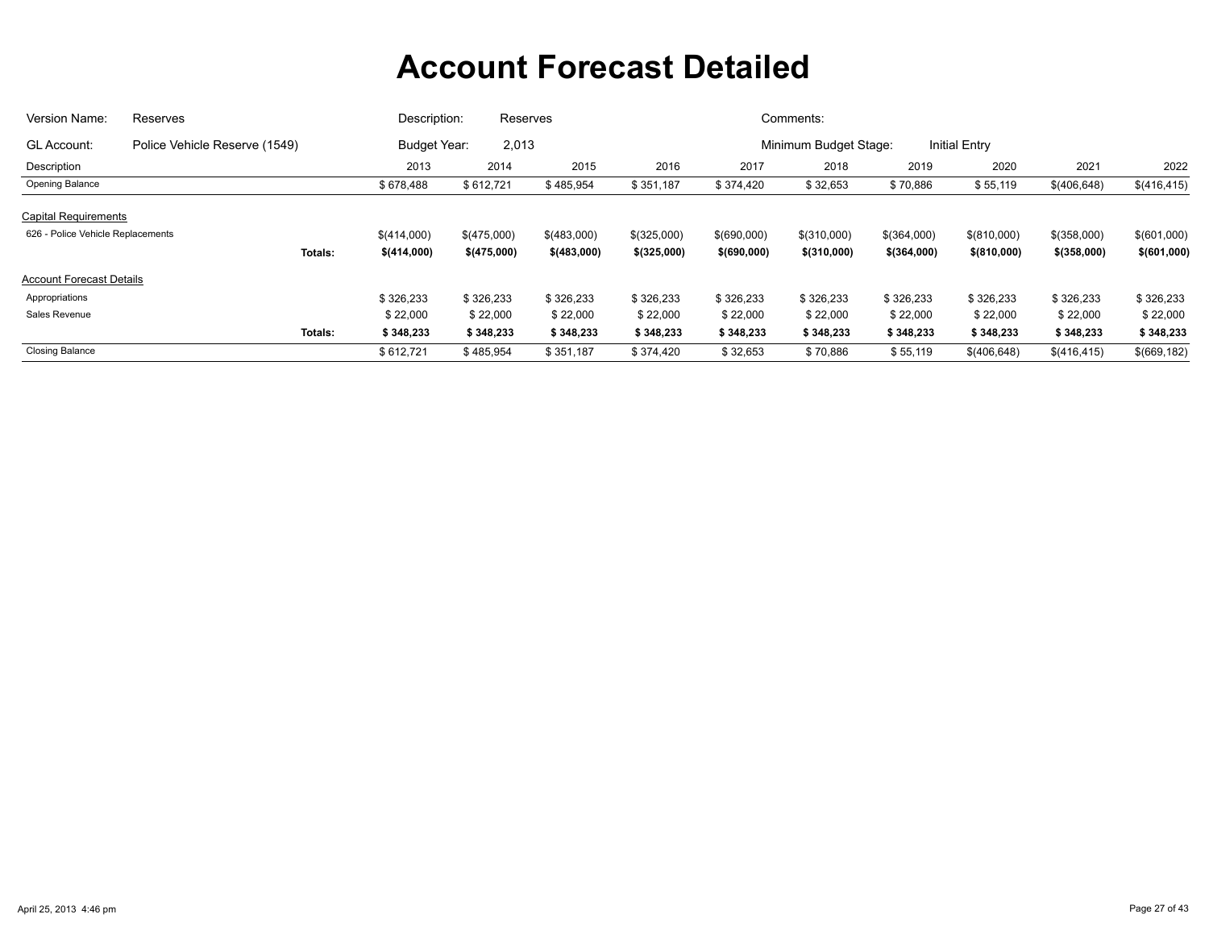# Account Forecast Detailed

| | | | | | |
|---|---|---|---|---|---|
| Version Name: | Reserves | Description: | Reserves | Comments: | |
| GL Account: | Police Vehicle Reserve (1549) | Budget Year: | 2,013 | Minimum Budget Stage: | Initial Entry |

| Description | | 2013 | 2014 | 2015 | 2016 | 2017 | 2018 | 2019 | 2020 | 2021 | 2022 |
|---|---|---|---|---|---|---|---|---|---|---|---|
| Opening Balance | | $ 678,488 | $ 612,721 | $ 485,954 | $ 351,187 | $ 374,420 | $ 32,653 | $ 70,886 | $ 55,119 | $(406,648) | $(416,415) |
| Capital Requirements | | | | | | | | | | | |
| 626 - Police Vehicle Replacements | | $(414,000) | $(475,000) | $(483,000) | $(325,000) | $(690,000) | $(310,000) | $(364,000) | $(810,000) | $(358,000) | $(601,000) |
| | **Totals:** | **$(414,000)** | **$(475,000)** | **$(483,000)** | **$(325,000)** | **$(690,000)** | **$(310,000)** | **$(364,000)** | **$(810,000)** | **$(358,000)** | **$(601,000)** |
| Account Forecast Details | | | | | | | | | | | |
| Appropriations | | $ 326,233 | $ 326,233 | $ 326,233 | $ 326,233 | $ 326,233 | $ 326,233 | $ 326,233 | $ 326,233 | $ 326,233 | $ 326,233 |
| Sales Revenue | | $ 22,000 | $ 22,000 | $ 22,000 | $ 22,000 | $ 22,000 | $ 22,000 | $ 22,000 | $ 22,000 | $ 22,000 | $ 22,000 |
| | **Totals:** | **$ 348,233** | **$ 348,233** | **$ 348,233** | **$ 348,233** | **$ 348,233** | **$ 348,233** | **$ 348,233** | **$ 348,233** | **$ 348,233** | **$ 348,233** |
| Closing Balance | | $ 612,721 | $ 485,954 | $ 351,187 | $ 374,420 | $ 32,653 | $ 70,886 | $ 55,119 | $(406,648) | $(416,415) | $(669,182) |

April 25, 2013 4:46 pm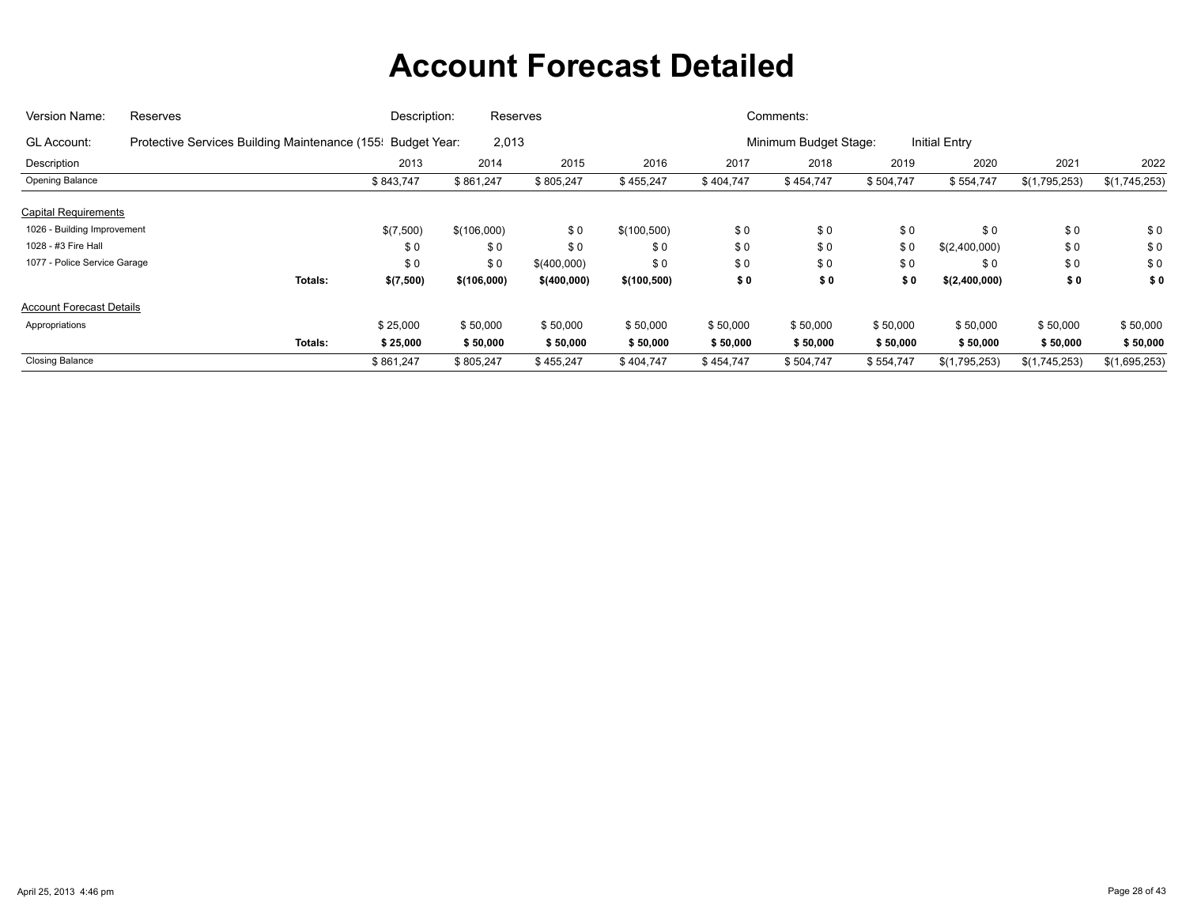# Account Forecast Detailed

| Version Name: | Reserves | Description: | Reserves | Comments: | |
|---|---|---|---|---|---|
| GL Account: | Protective Services Building Maintenance (155! | Budget Year: | 2,013 | Minimum Budget Stage: | Initial Entry |

| Description | | 2013 | 2014 | 2015 | 2016 | 2017 | 2018 | 2019 | 2020 | 2021 | 2022 |
|---|---|---|---|---|---|---|---|---|---|---|---|
| Opening Balance | | $ 843,747 | $ 861,247 | $ 805,247 | $ 455,247 | $ 404,747 | $ 454,747 | $ 504,747 | $ 554,747 | $(1,795,253) | $(1,745,253) |
| **Capital Requirements** | | | | | | | | | | | |
| 1026 - Building Improvement | | $(7,500) | $(106,000) | $ 0 | $(100,500) | $ 0 | $ 0 | $ 0 | $ 0 | $ 0 | $ 0 |
| 1028 - #3 Fire Hall | | $ 0 | $ 0 | $ 0 | $ 0 | $ 0 | $ 0 | $ 0 | $(2,400,000) | $ 0 | $ 0 |
| 1077 - Police Service Garage | | $ 0 | $ 0 | $(400,000) | $ 0 | $ 0 | $ 0 | $ 0 | $ 0 | $ 0 | $ 0 |
| | **Totals:** | **$(7,500)** | **$(106,000)** | **$(400,000)** | **$(100,500)** | **$ 0** | **$ 0** | **$ 0** | **$(2,400,000)** | **$ 0** | **$ 0** |
| **Account Forecast Details** | | | | | | | | | | | |
| Appropriations | | $ 25,000 | $ 50,000 | $ 50,000 | $ 50,000 | $ 50,000 | $ 50,000 | $ 50,000 | $ 50,000 | $ 50,000 | $ 50,000 |
| | **Totals:** | **$ 25,000** | **$ 50,000** | **$ 50,000** | **$ 50,000** | **$ 50,000** | **$ 50,000** | **$ 50,000** | **$ 50,000** | **$ 50,000** | **$ 50,000** |
| Closing Balance | | $ 861,247 | $ 805,247 | $ 455,247 | $ 404,747 | $ 454,747 | $ 504,747 | $ 554,747 | $(1,795,253) | $(1,745,253) | $(1,695,253) |

April 25, 2013 4:46 pm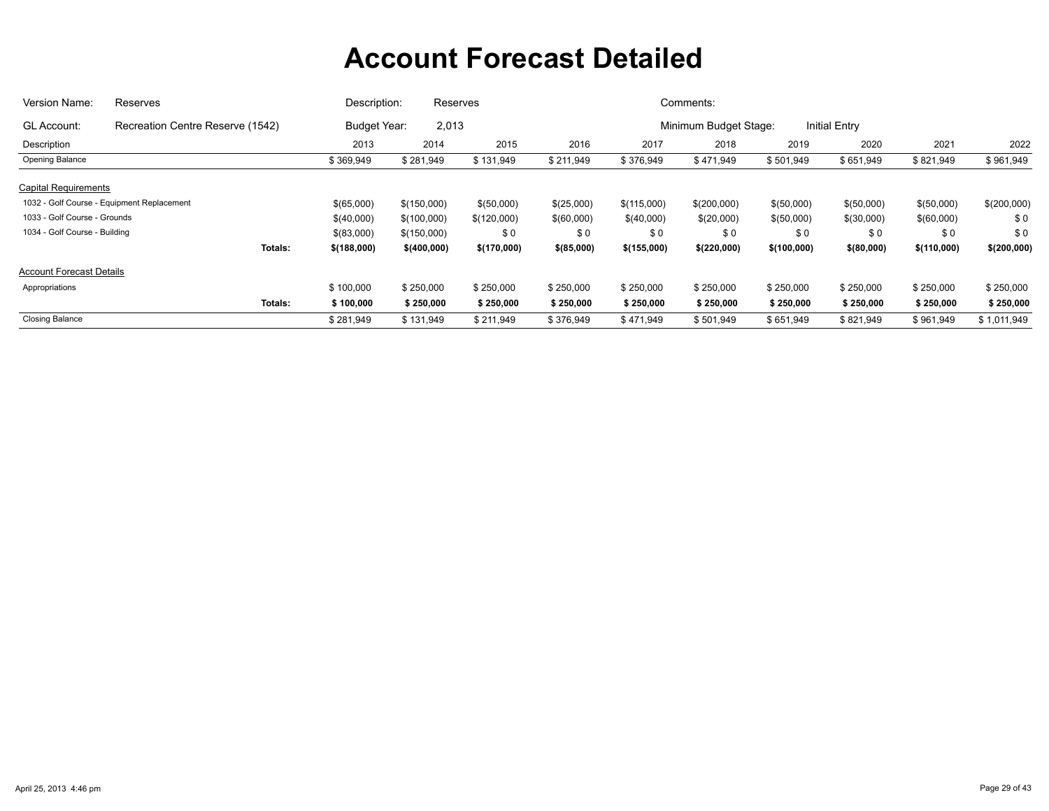# Account Forecast Detailed

Version Name: Reserves | Description: Reserves | Comments:

GL Account: Recreation Centre Reserve (1542) | Budget Year: 2,013 | Minimum Budget Stage: Initial Entry

| Description | | 2013 | 2014 | 2015 | 2016 | 2017 | 2018 | 2019 | 2020 | 2021 | 2022 |
|---|---|---|---|---|---|---|---|---|---|---|---|
| Opening Balance | | $ 369,949 | $ 281,949 | $ 131,949 | $ 211,949 | $ 376,949 | $ 471,949 | $ 501,949 | $ 651,949 | $ 821,949 | $ 961,949 |
| Capital Requirements | | | | | | | | | | | |
| 1032 - Golf Course - Equipment Replacement | | $(65,000) | $(150,000) | $(50,000) | $(25,000) | $(115,000) | $(200,000) | $(50,000) | $(50,000) | $(50,000) | $(200,000) |
| 1033 - Golf Course - Grounds | | $(40,000) | $(100,000) | $(120,000) | $(60,000) | $(40,000) | $(20,000) | $(50,000) | $(30,000) | $(60,000) | $ 0 |
| 1034 - Golf Course - Building | | $(83,000) | $(150,000) | $ 0 | $ 0 | $ 0 | $ 0 | $ 0 | $ 0 | $ 0 | $ 0 |
| | **Totals:** | **$(188,000)** | **$(400,000)** | **$(170,000)** | **$(85,000)** | **$(155,000)** | **$(220,000)** | **$(100,000)** | **$(80,000)** | **$(110,000)** | **$(200,000)** |
| Account Forecast Details | | | | | | | | | | | |
| Appropriations | | $ 100,000 | $ 250,000 | $ 250,000 | $ 250,000 | $ 250,000 | $ 250,000 | $ 250,000 | $ 250,000 | $ 250,000 | $ 250,000 |
| | **Totals:** | **$ 100,000** | **$ 250,000** | **$ 250,000** | **$ 250,000** | **$ 250,000** | **$ 250,000** | **$ 250,000** | **$ 250,000** | **$ 250,000** | **$ 250,000** |
| Closing Balance | | $ 281,949 | $ 131,949 | $ 211,949 | $ 376,949 | $ 471,949 | $ 501,949 | $ 651,949 | $ 821,949 | $ 961,949 | $ 1,011,949 |

April 25, 2013 4:46 pm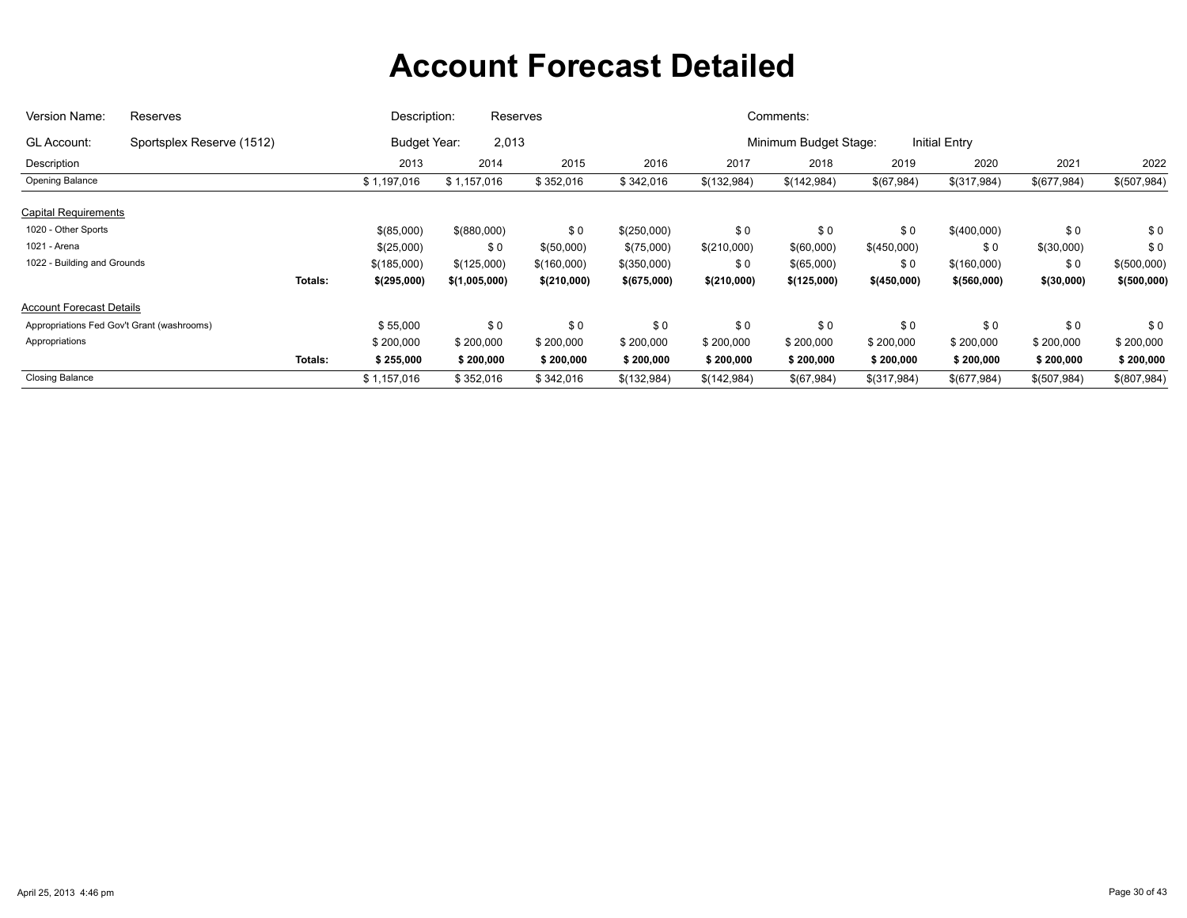# Account Forecast Detailed

Version Name: Reserves | Description: Reserves | Comments:

GL Account: Sportsplex Reserve (1512) | Budget Year: 2,013 | Minimum Budget Stage: Initial Entry

| Description | | 2013 | 2014 | 2015 | 2016 | 2017 | 2018 | 2019 | 2020 | 2021 | 2022 |
|---|---|---|---|---|---|---|---|---|---|---|---|
| Opening Balance | | $ 1,197,016 | $ 1,157,016 | $ 352,016 | $ 342,016 | $(132,984) | $(142,984) | $(67,984) | $(317,984) | $(677,984) | $(507,984) |
| **Capital Requirements** | | | | | | | | | | | |
| 1020 - Other Sports | | $(85,000) | $(880,000) | $ 0 | $(250,000) | $ 0 | $ 0 | $ 0 | $(400,000) | $ 0 | $ 0 |
| 1021 - Arena | | $(25,000) | $ 0 | $(50,000) | $(75,000) | $(210,000) | $(60,000) | $(450,000) | $ 0 | $(30,000) | $ 0 |
| 1022 - Building and Grounds | | $(185,000) | $(125,000) | $(160,000) | $(350,000) | $ 0 | $(65,000) | $ 0 | $(160,000) | $ 0 | $(500,000) |
| | **Totals:** | **$(295,000)** | **$(1,005,000)** | **$(210,000)** | **$(675,000)** | **$(210,000)** | **$(125,000)** | **$(450,000)** | **$(560,000)** | **$(30,000)** | **$(500,000)** |
| **Account Forecast Details** | | | | | | | | | | | |
| Appropriations Fed Gov't Grant (washrooms) | | $ 55,000 | $ 0 | $ 0 | $ 0 | $ 0 | $ 0 | $ 0 | $ 0 | $ 0 | $ 0 |
| Appropriations | | $ 200,000 | $ 200,000 | $ 200,000 | $ 200,000 | $ 200,000 | $ 200,000 | $ 200,000 | $ 200,000 | $ 200,000 | $ 200,000 |
| | **Totals:** | **$ 255,000** | **$ 200,000** | **$ 200,000** | **$ 200,000** | **$ 200,000** | **$ 200,000** | **$ 200,000** | **$ 200,000** | **$ 200,000** | **$ 200,000** |
| Closing Balance | | $ 1,157,016 | $ 352,016 | $ 342,016 | $(132,984) | $(142,984) | $(67,984) | $(317,984) | $(677,984) | $(507,984) | $(807,984) |

April 25, 2013 4:46 pm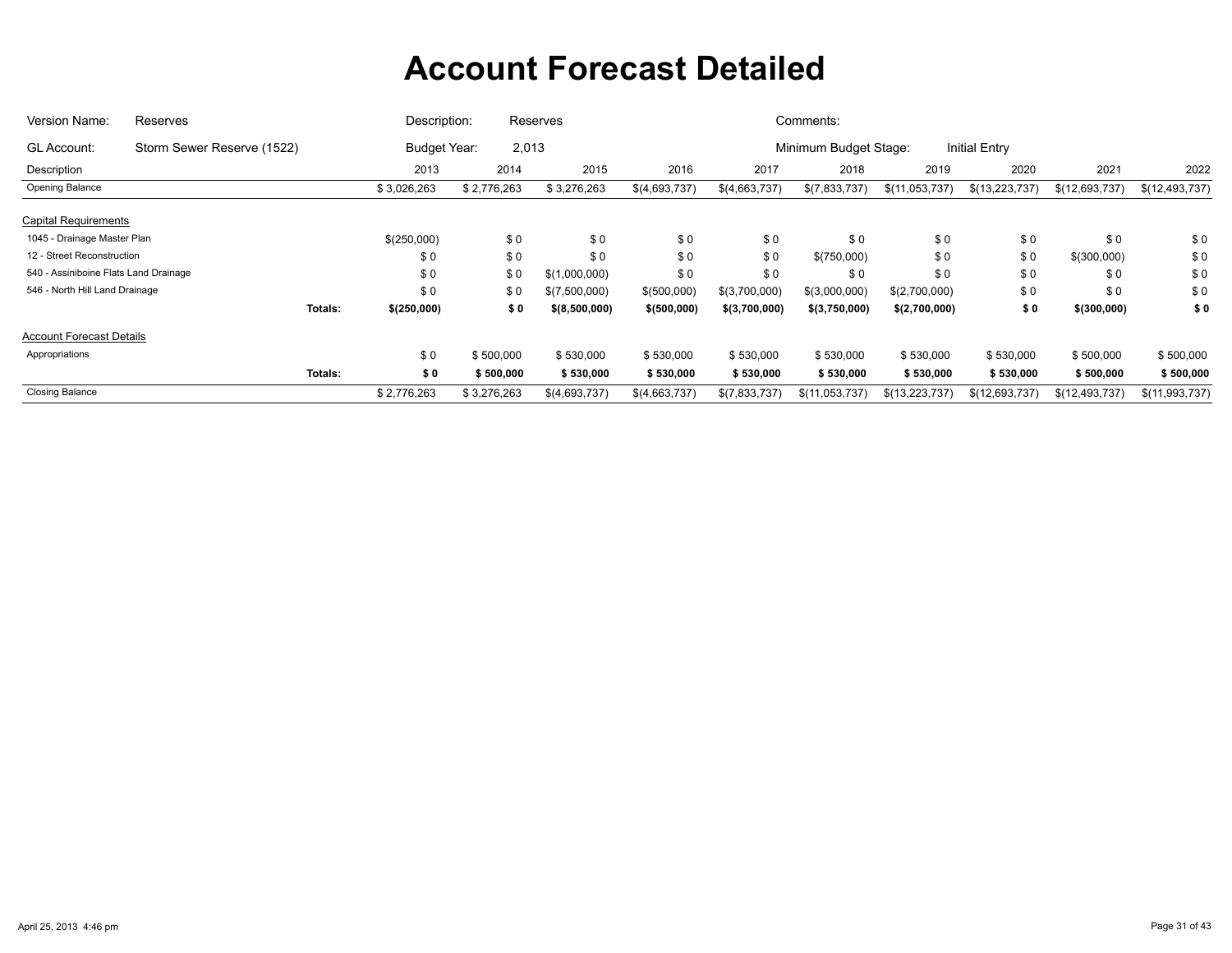# Account Forecast Detailed

Version Name: Reserves | Description: Reserves | Comments:

GL Account: Storm Sewer Reserve (1522) | Budget Year: 2,013 | Minimum Budget Stage: Initial Entry

| Description | | 2013 | 2014 | 2015 | 2016 | 2017 | 2018 | 2019 | 2020 | 2021 | 2022 |
|---|---|---|---|---|---|---|---|---|---|---|---|
| Opening Balance | | $ 3,026,263 | $ 2,776,263 | $ 3,276,263 | $(4,693,737) | $(4,663,737) | $(7,833,737) | $(11,053,737) | $(13,223,737) | $(12,693,737) | $(12,493,737) |
| **Capital Requirements** | | | | | | | | | | | |
| 1045 - Drainage Master Plan | | $(250,000) | $ 0 | $ 0 | $ 0 | $ 0 | $ 0 | $ 0 | $ 0 | $ 0 | $ 0 |
| 12 - Street Reconstruction | | $ 0 | $ 0 | $ 0 | $ 0 | $ 0 | $(750,000) | $ 0 | $ 0 | $(300,000) | $ 0 |
| 540 - Assiniboine Flats Land Drainage | | $ 0 | $ 0 | $(1,000,000) | $ 0 | $ 0 | $ 0 | $ 0 | $ 0 | $ 0 | $ 0 |
| 546 - North Hill Land Drainage | | $ 0 | $ 0 | $(7,500,000) | $(500,000) | $(3,700,000) | $(3,000,000) | $(2,700,000) | $ 0 | $ 0 | $ 0 |
| | **Totals:** | **$(250,000)** | **$ 0** | **$(8,500,000)** | **$(500,000)** | **$(3,700,000)** | **$(3,750,000)** | **$(2,700,000)** | **$ 0** | **$(300,000)** | **$ 0** |
| **Account Forecast Details** | | | | | | | | | | | |
| Appropriations | | $ 0 | $ 500,000 | $ 530,000 | $ 530,000 | $ 530,000 | $ 530,000 | $ 530,000 | $ 530,000 | $ 500,000 | $ 500,000 |
| | **Totals:** | **$ 0** | **$ 500,000** | **$ 530,000** | **$ 530,000** | **$ 530,000** | **$ 530,000** | **$ 530,000** | **$ 530,000** | **$ 500,000** | **$ 500,000** |
| Closing Balance | | $ 2,776,263 | $ 3,276,263 | $(4,693,737) | $(4,663,737) | $(7,833,737) | $(11,053,737) | $(13,223,737) | $(12,693,737) | $(12,493,737) | $(11,993,737) |

April 25, 2013 4:46 pm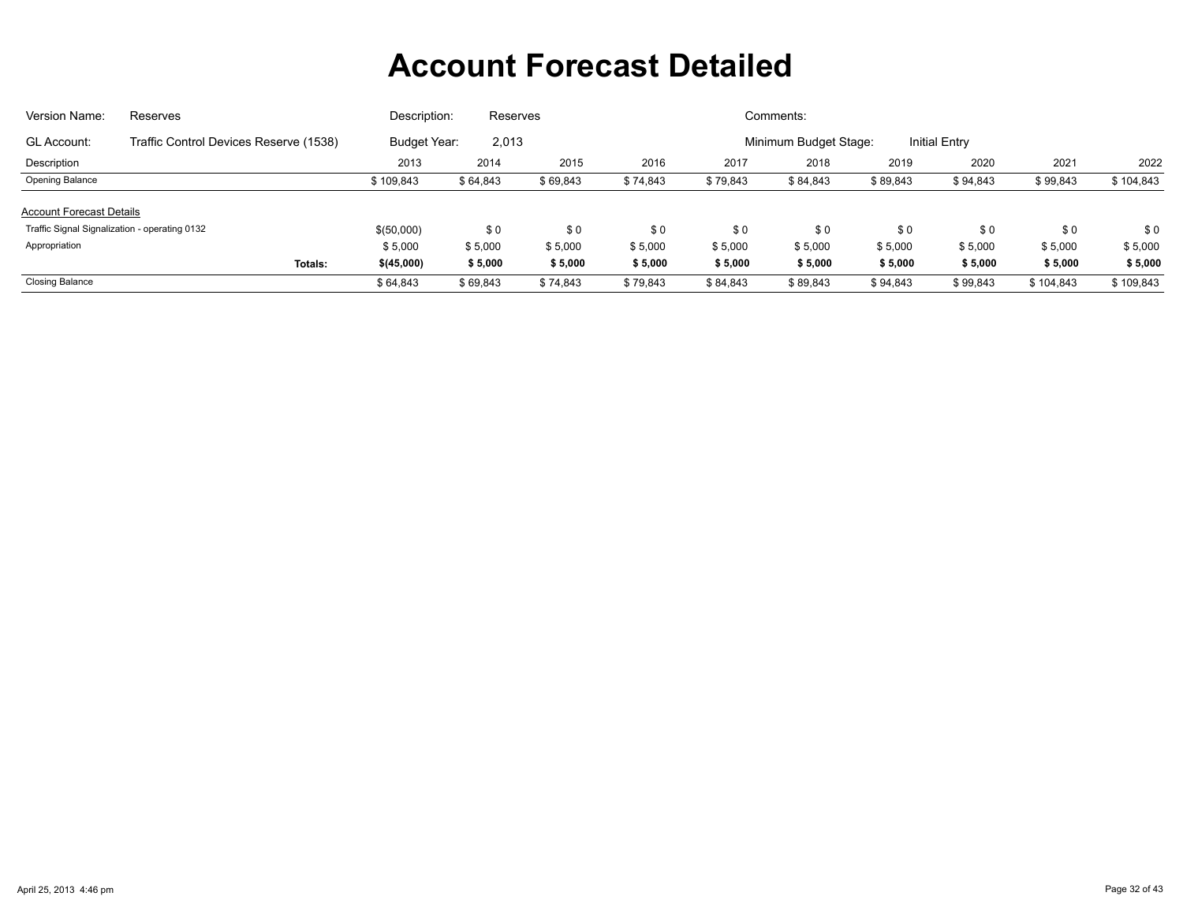# Account Forecast Detailed

| | | | | | |
|---|---|---|---|---|---|
| Version Name: | Reserves | Description: | Reserves | Comments: | |
| GL Account: | Traffic Control Devices Reserve (1538) | Budget Year: | 2,013 | Minimum Budget Stage: | Initial Entry |

| Description | 2013 | 2014 | 2015 | 2016 | 2017 | 2018 | 2019 | 2020 | 2021 | 2022 |
|---|---|---|---|---|---|---|---|---|---|---|
| Opening Balance | $ 109,843 | $ 64,843 | $ 69,843 | $ 74,843 | $ 79,843 | $ 84,843 | $ 89,843 | $ 94,843 | $ 99,843 | $ 104,843 |
| **Account Forecast Details** | | | | | | | | | | |
| Traffic Signal Signalization - operating 0132 | $(50,000) | $ 0 | $ 0 | $ 0 | $ 0 | $ 0 | $ 0 | $ 0 | $ 0 | $ 0 |
| Appropriation | $ 5,000 | $ 5,000 | $ 5,000 | $ 5,000 | $ 5,000 | $ 5,000 | $ 5,000 | $ 5,000 | $ 5,000 | $ 5,000 |
| **Totals:** | **$(45,000)** | **$ 5,000** | **$ 5,000** | **$ 5,000** | **$ 5,000** | **$ 5,000** | **$ 5,000** | **$ 5,000** | **$ 5,000** | **$ 5,000** |
| Closing Balance | $ 64,843 | $ 69,843 | $ 74,843 | $ 79,843 | $ 84,843 | $ 89,843 | $ 94,843 | $ 99,843 | $ 104,843 | $ 109,843 |

April 25, 2013 4:46 pm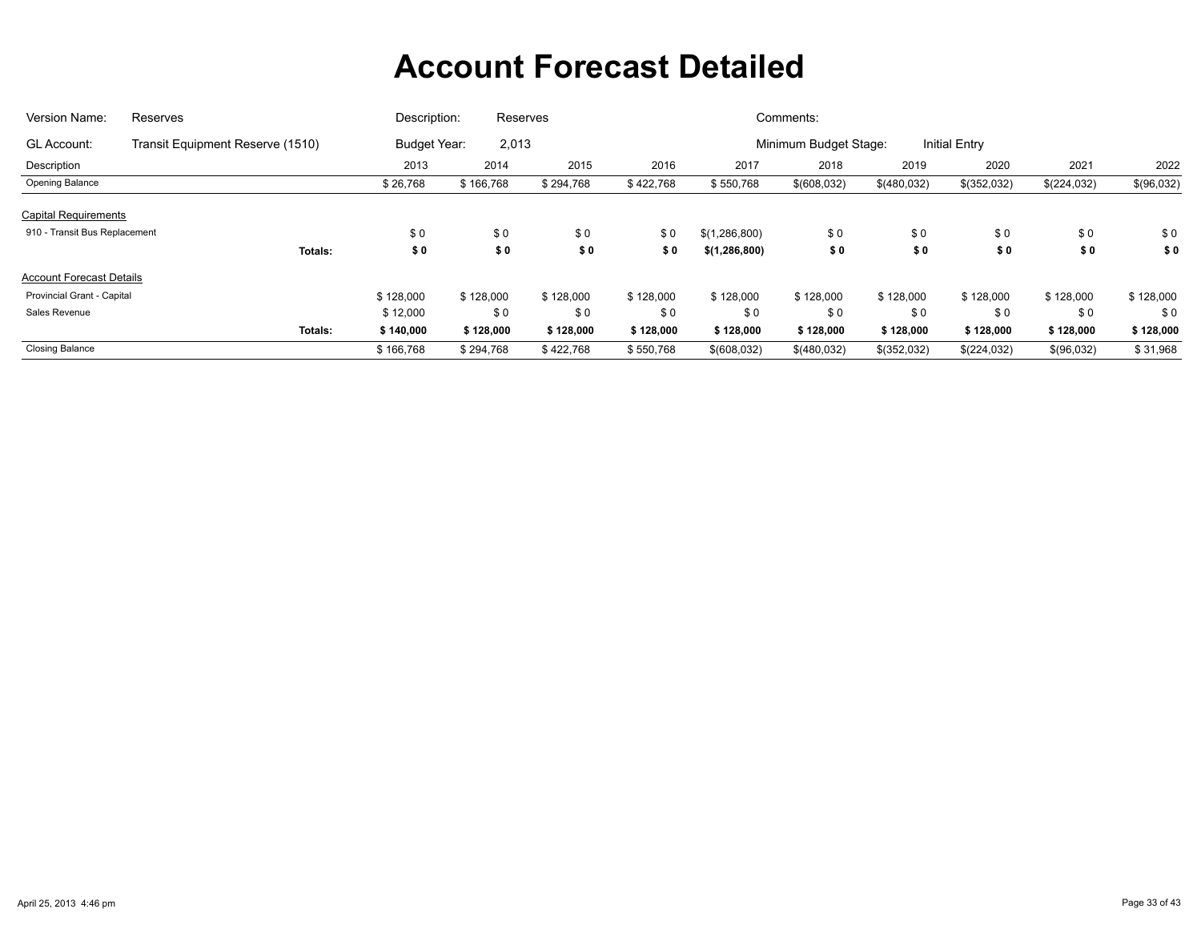# Account Forecast Detailed

| Version Name: | Reserves | Description: | Reserves | Comments: | |
|---|---|---|---|---|---|
| GL Account: | Transit Equipment Reserve (1510) | Budget Year: | 2,013 | Minimum Budget Stage: | Initial Entry |

| Description | | 2013 | 2014 | 2015 | 2016 | 2017 | 2018 | 2019 | 2020 | 2021 | 2022 |
|---|---|---|---|---|---|---|---|---|---|---|---|
| Opening Balance | | $ 26,768 | $ 166,768 | $ 294,768 | $ 422,768 | $ 550,768 | $(608,032) | $(480,032) | $(352,032) | $(224,032) | $(96,032) |
| Capital Requirements | | | | | | | | | | | |
| 910 - Transit Bus Replacement | | $ 0 | $ 0 | $ 0 | $ 0 | $(1,286,800) | $ 0 | $ 0 | $ 0 | $ 0 | $ 0 |
| | **Totals:** | **$ 0** | **$ 0** | **$ 0** | **$ 0** | **$(1,286,800)** | **$ 0** | **$ 0** | **$ 0** | **$ 0** | **$ 0** |
| Account Forecast Details | | | | | | | | | | | |
| Provincial Grant - Capital | | $ 128,000 | $ 128,000 | $ 128,000 | $ 128,000 | $ 128,000 | $ 128,000 | $ 128,000 | $ 128,000 | $ 128,000 | $ 128,000 |
| Sales Revenue | | $ 12,000 | $ 0 | $ 0 | $ 0 | $ 0 | $ 0 | $ 0 | $ 0 | $ 0 | $ 0 |
| | **Totals:** | **$ 140,000** | **$ 128,000** | **$ 128,000** | **$ 128,000** | **$ 128,000** | **$ 128,000** | **$ 128,000** | **$ 128,000** | **$ 128,000** | **$ 128,000** |
| Closing Balance | | $ 166,768 | $ 294,768 | $ 422,768 | $ 550,768 | $(608,032) | $(480,032) | $(352,032) | $(224,032) | $(96,032) | $ 31,968 |

April 25, 2013 4:46 pm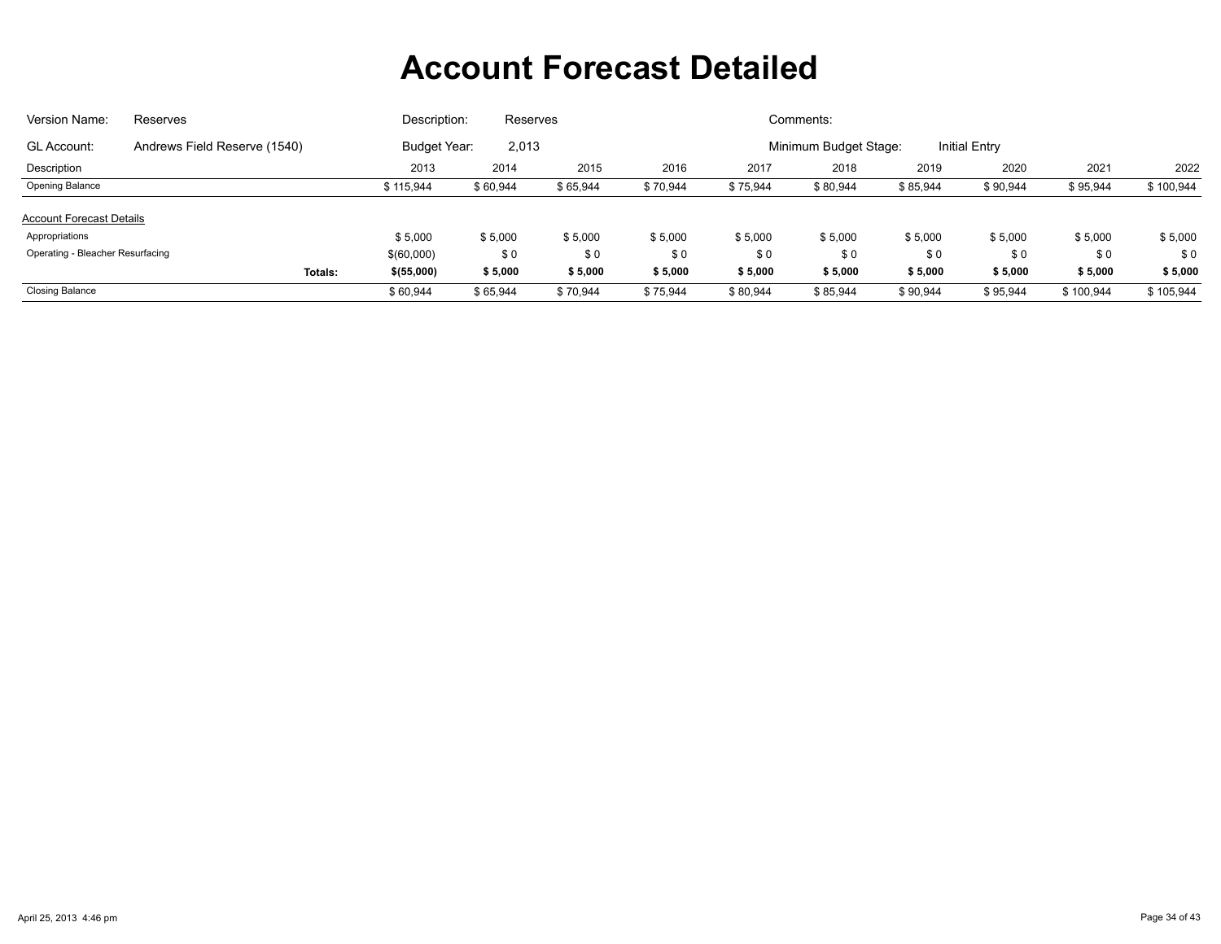# Account Forecast Detailed

Version Name: Reserves | Description: Reserves | Comments:

GL Account: Andrews Field Reserve (1540) | Budget Year: 2,013 | Minimum Budget Stage: Initial Entry

| Description | 2013 | 2014 | 2015 | 2016 | 2017 | 2018 | 2019 | 2020 | 2021 | 2022 |
|---|---|---|---|---|---|---|---|---|---|---|
| Opening Balance | $ 115,944 | $ 60,944 | $ 65,944 | $ 70,944 | $ 75,944 | $ 80,944 | $ 85,944 | $ 90,944 | $ 95,944 | $ 100,944 |
| Account Forecast Details | | | | | | | | | | |
| Appropriations | $ 5,000 | $ 5,000 | $ 5,000 | $ 5,000 | $ 5,000 | $ 5,000 | $ 5,000 | $ 5,000 | $ 5,000 | $ 5,000 |
| Operating - Bleacher Resurfacing | $(60,000) | $ 0 | $ 0 | $ 0 | $ 0 | $ 0 | $ 0 | $ 0 | $ 0 | $ 0 |
| **Totals:** | **$(55,000)** | **$ 5,000** | **$ 5,000** | **$ 5,000** | **$ 5,000** | **$ 5,000** | **$ 5,000** | **$ 5,000** | **$ 5,000** | **$ 5,000** |
| Closing Balance | $ 60,944 | $ 65,944 | $ 70,944 | $ 75,944 | $ 80,944 | $ 85,944 | $ 90,944 | $ 95,944 | $ 100,944 | $ 105,944 |

April 25, 2013 4:46 pm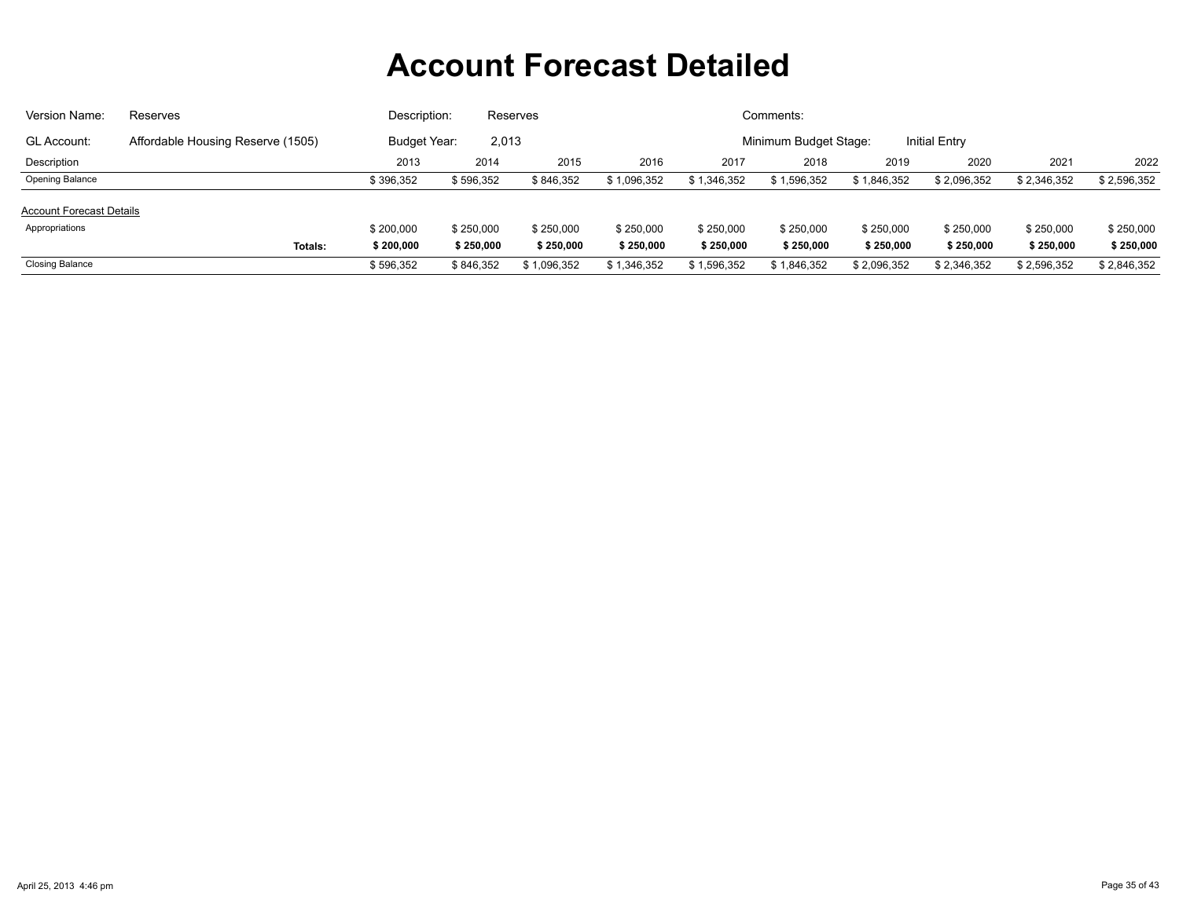# Account Forecast Detailed

Version Name: Reserves  Description: Reserves  Comments:

GL Account: Affordable Housing Reserve (1505)  Budget Year: 2,013  Minimum Budget Stage: Initial Entry

| Description | | 2013 | 2014 | 2015 | 2016 | 2017 | 2018 | 2019 | 2020 | 2021 | 2022 |
|---|---|---|---|---|---|---|---|---|---|---|---|
| Opening Balance | | $ 396,352 | $ 596,352 | $ 846,352 | $ 1,096,352 | $ 1,346,352 | $ 1,596,352 | $ 1,846,352 | $ 2,096,352 | $ 2,346,352 | $ 2,596,352 |
| Account Forecast Details | | | | | | | | | | | |
| Appropriations | | $ 200,000 | $ 250,000 | $ 250,000 | $ 250,000 | $ 250,000 | $ 250,000 | $ 250,000 | $ 250,000 | $ 250,000 | $ 250,000 |
| | **Totals:** | **$ 200,000** | **$ 250,000** | **$ 250,000** | **$ 250,000** | **$ 250,000** | **$ 250,000** | **$ 250,000** | **$ 250,000** | **$ 250,000** | **$ 250,000** |
| Closing Balance | | $ 596,352 | $ 846,352 | $ 1,096,352 | $ 1,346,352 | $ 1,596,352 | $ 1,846,352 | $ 2,096,352 | $ 2,346,352 | $ 2,596,352 | $ 2,846,352 |

April 25, 2013 4:46 pm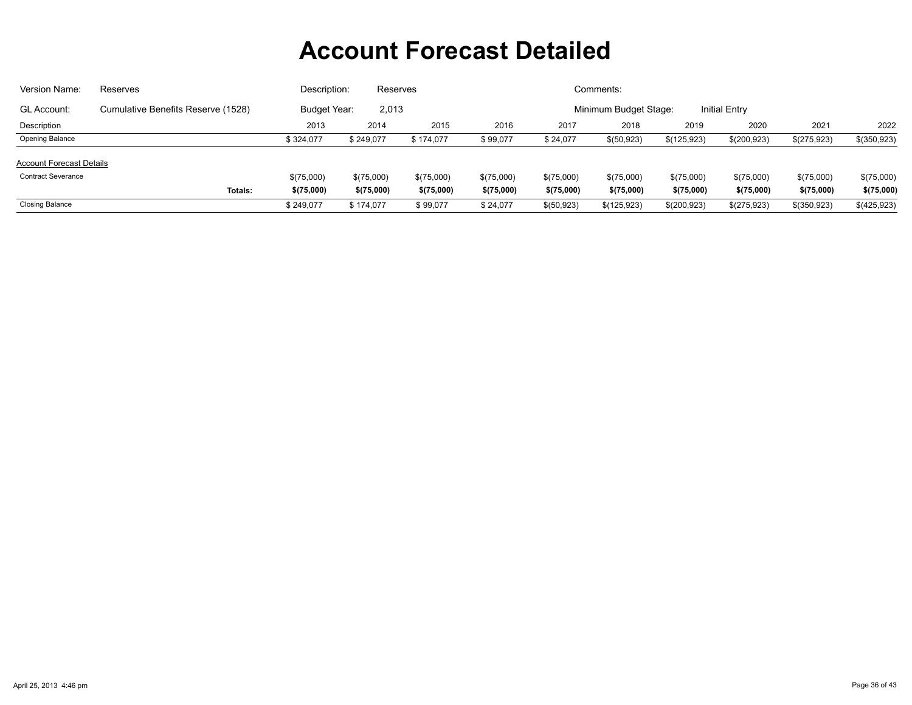# Account Forecast Detailed

| | | | | | |
|---|---|---|---|---|---|
| Version Name: | Reserves | Description: | Reserves | Comments: | |
| GL Account: | Cumulative Benefits Reserve (1528) | Budget Year: | 2,013 | Minimum Budget Stage: | Initial Entry |

| Description | 2013 | 2014 | 2015 | 2016 | 2017 | 2018 | 2019 | 2020 | 2021 | 2022 |
|---|---|---|---|---|---|---|---|---|---|---|
| Opening Balance | $ 324,077 | $ 249,077 | $ 174,077 | $ 99,077 | $ 24,077 | $(50,923) | $(125,923) | $(200,923) | $(275,923) | $(350,923) |
| Account Forecast Details | | | | | | | | | | |
| Contract Severance | $(75,000) | $(75,000) | $(75,000) | $(75,000) | $(75,000) | $(75,000) | $(75,000) | $(75,000) | $(75,000) | $(75,000) |
| **Totals:** | **$(75,000)** | **$(75,000)** | **$(75,000)** | **$(75,000)** | **$(75,000)** | **$(75,000)** | **$(75,000)** | **$(75,000)** | **$(75,000)** | **$(75,000)** |
| Closing Balance | $ 249,077 | $ 174,077 | $ 99,077 | $ 24,077 | $(50,923) | $(125,923) | $(200,923) | $(275,923) | $(350,923) | $(425,923) |

April 25, 2013 4:46 pm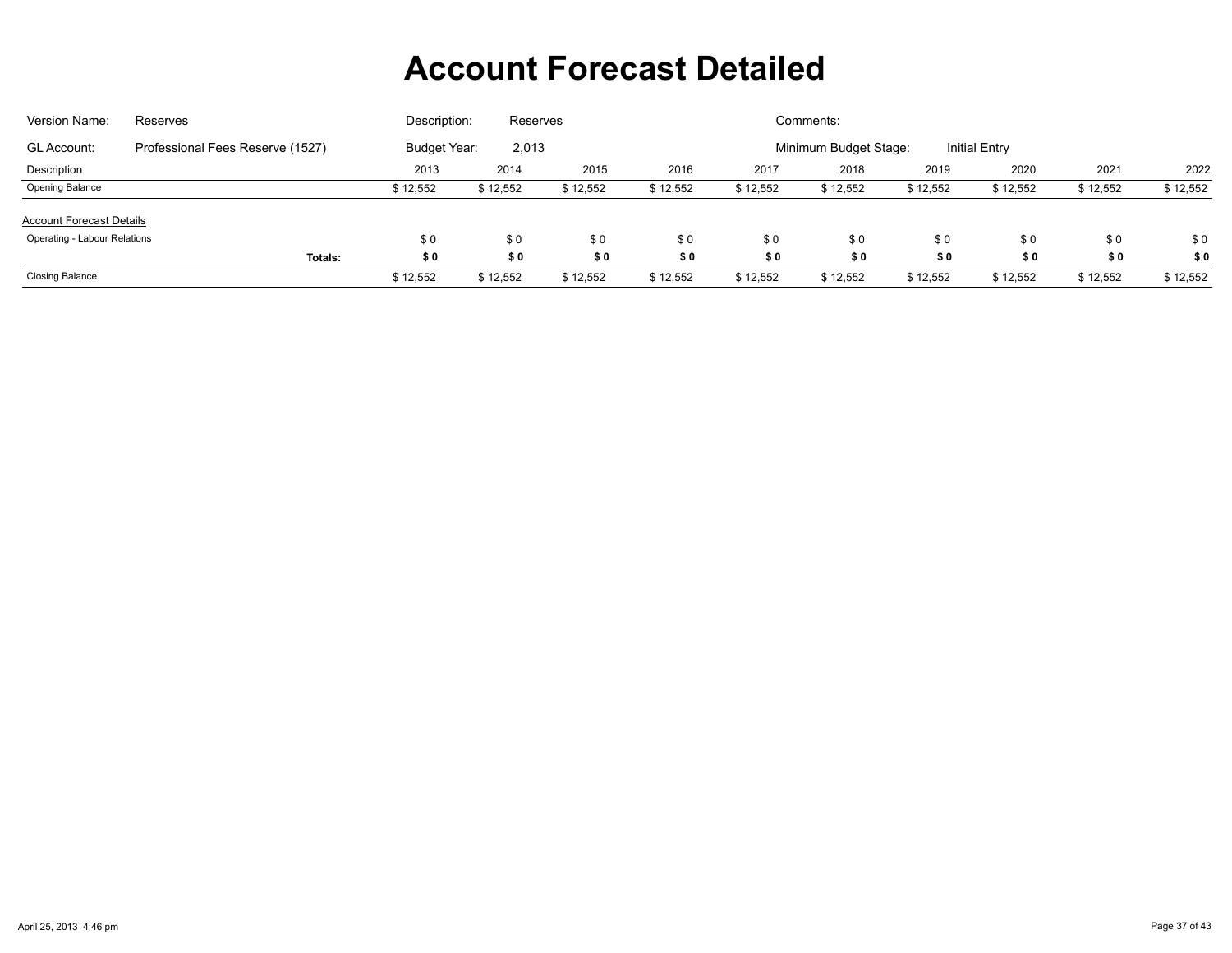# Account Forecast Detailed

| | | | | | |
|---|---|---|---|---|---|
| Version Name: | Reserves | Description: | Reserves | Comments: | |
| GL Account: | Professional Fees Reserve (1527) | Budget Year: | 2,013 | Minimum Budget Stage: | Initial Entry |

| Description | 2013 | 2014 | 2015 | 2016 | 2017 | 2018 | 2019 | 2020 | 2021 | 2022 |
|---|---|---|---|---|---|---|---|---|---|---|
| Opening Balance | $ 12,552 | $ 12,552 | $ 12,552 | $ 12,552 | $ 12,552 | $ 12,552 | $ 12,552 | $ 12,552 | $ 12,552 | $ 12,552 |
| **Account Forecast Details** | | | | | | | | | | |
| Operating - Labour Relations | $ 0 | $ 0 | $ 0 | $ 0 | $ 0 | $ 0 | $ 0 | $ 0 | $ 0 | $ 0 |
| **Totals:** | **$ 0** | **$ 0** | **$ 0** | **$ 0** | **$ 0** | **$ 0** | **$ 0** | **$ 0** | **$ 0** | **$ 0** |
| Closing Balance | $ 12,552 | $ 12,552 | $ 12,552 | $ 12,552 | $ 12,552 | $ 12,552 | $ 12,552 | $ 12,552 | $ 12,552 | $ 12,552 |

April 25, 2013 4:46 pm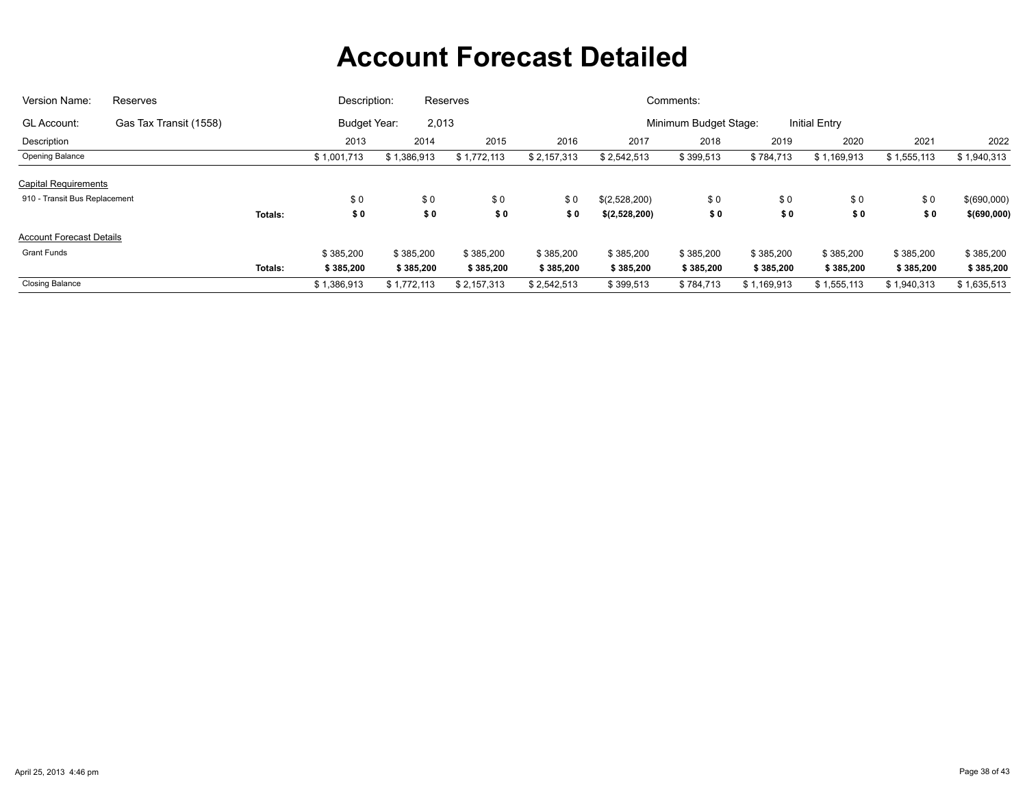# Account Forecast Detailed

Version Name: Reserves | Description: Reserves | Comments:

GL Account: Gas Tax Transit (1558) | Budget Year: 2,013 | Minimum Budget Stage: Initial Entry

| Description | | 2013 | 2014 | 2015 | 2016 | 2017 | 2018 | 2019 | 2020 | 2021 | 2022 |
|---|---|---|---|---|---|---|---|---|---|---|---|
| Opening Balance | | $ 1,001,713 | $ 1,386,913 | $ 1,772,113 | $ 2,157,313 | $ 2,542,513 | $ 399,513 | $ 784,713 | $ 1,169,913 | $ 1,555,113 | $ 1,940,313 |
| Capital Requirements | | | | | | | | | | | |
| 910 - Transit Bus Replacement | | $ 0 | $ 0 | $ 0 | $ 0 | $(2,528,200) | $ 0 | $ 0 | $ 0 | $ 0 | $(690,000) |
| | **Totals:** | **$ 0** | **$ 0** | **$ 0** | **$ 0** | **$(2,528,200)** | **$ 0** | **$ 0** | **$ 0** | **$ 0** | **$(690,000)** |
| Account Forecast Details | | | | | | | | | | | |
| Grant Funds | | $ 385,200 | $ 385,200 | $ 385,200 | $ 385,200 | $ 385,200 | $ 385,200 | $ 385,200 | $ 385,200 | $ 385,200 | $ 385,200 |
| | **Totals:** | **$ 385,200** | **$ 385,200** | **$ 385,200** | **$ 385,200** | **$ 385,200** | **$ 385,200** | **$ 385,200** | **$ 385,200** | **$ 385,200** | **$ 385,200** |
| Closing Balance | | $ 1,386,913 | $ 1,772,113 | $ 2,157,313 | $ 2,542,513 | $ 399,513 | $ 784,713 | $ 1,169,913 | $ 1,555,113 | $ 1,940,313 | $ 1,635,513 |

April 25, 2013 4:46 pm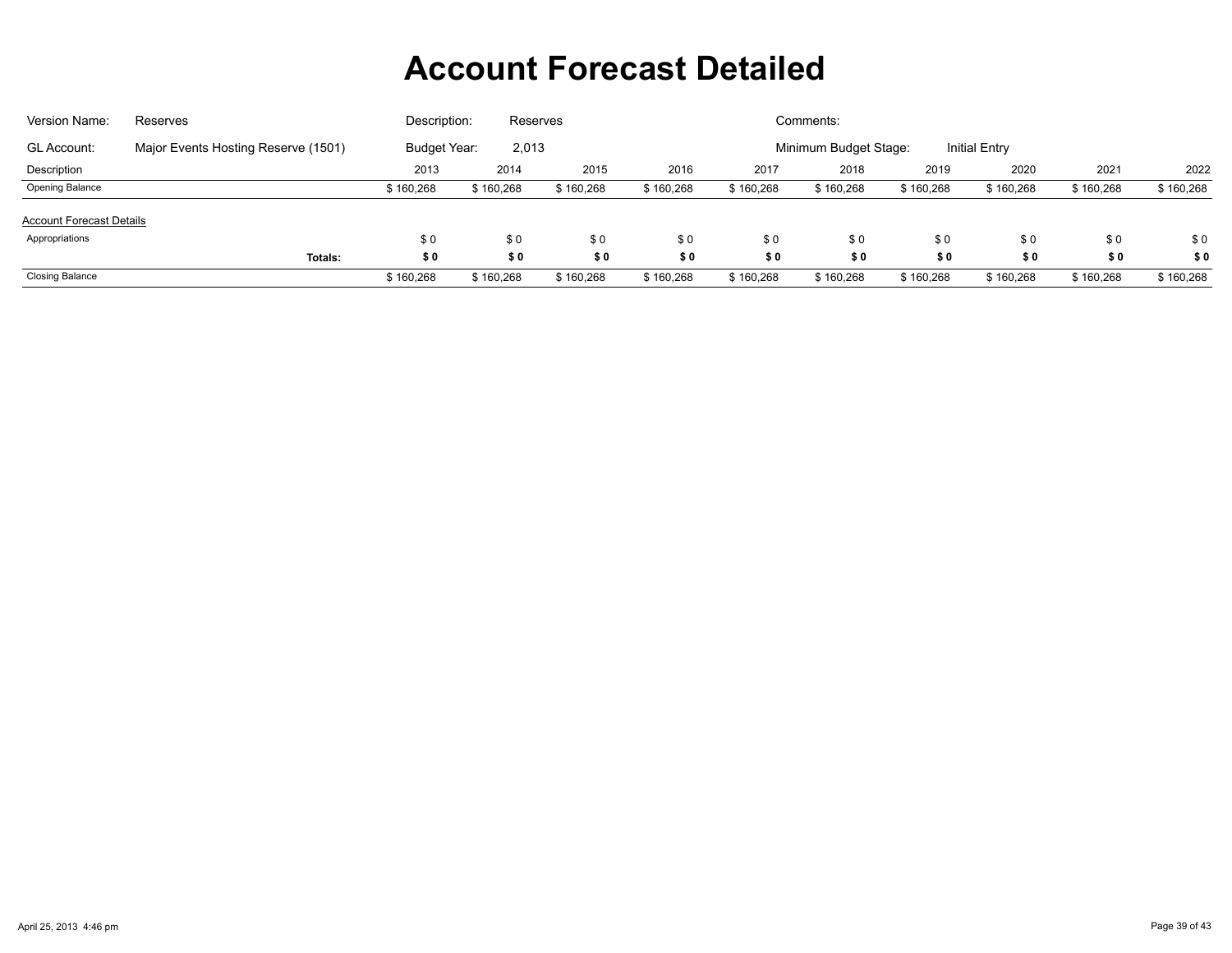# Account Forecast Detailed

| Version Name: | Reserves | Description: | Reserves | Comments: | |
|---|---|---|---|---|---|
| GL Account: | Major Events Hosting Reserve (1501) | Budget Year: | 2,013 | Minimum Budget Stage: | Initial Entry |

| Description | | 2013 | 2014 | 2015 | 2016 | 2017 | 2018 | 2019 | 2020 | 2021 | 2022 |
|---|---|---|---|---|---|---|---|---|---|---|---|
| Opening Balance | | $ 160,268 | $ 160,268 | $ 160,268 | $ 160,268 | $ 160,268 | $ 160,268 | $ 160,268 | $ 160,268 | $ 160,268 | $ 160,268 |
| Account Forecast Details | | | | | | | | | | | |
| Appropriations | | $ 0 | $ 0 | $ 0 | $ 0 | $ 0 | $ 0 | $ 0 | $ 0 | $ 0 | $ 0 |
| | **Totals:** | **$ 0** | **$ 0** | **$ 0** | **$ 0** | **$ 0** | **$ 0** | **$ 0** | **$ 0** | **$ 0** | **$ 0** |
| Closing Balance | | $ 160,268 | $ 160,268 | $ 160,268 | $ 160,268 | $ 160,268 | $ 160,268 | $ 160,268 | $ 160,268 | $ 160,268 | $ 160,268 |

April 25, 2013 4:46 pm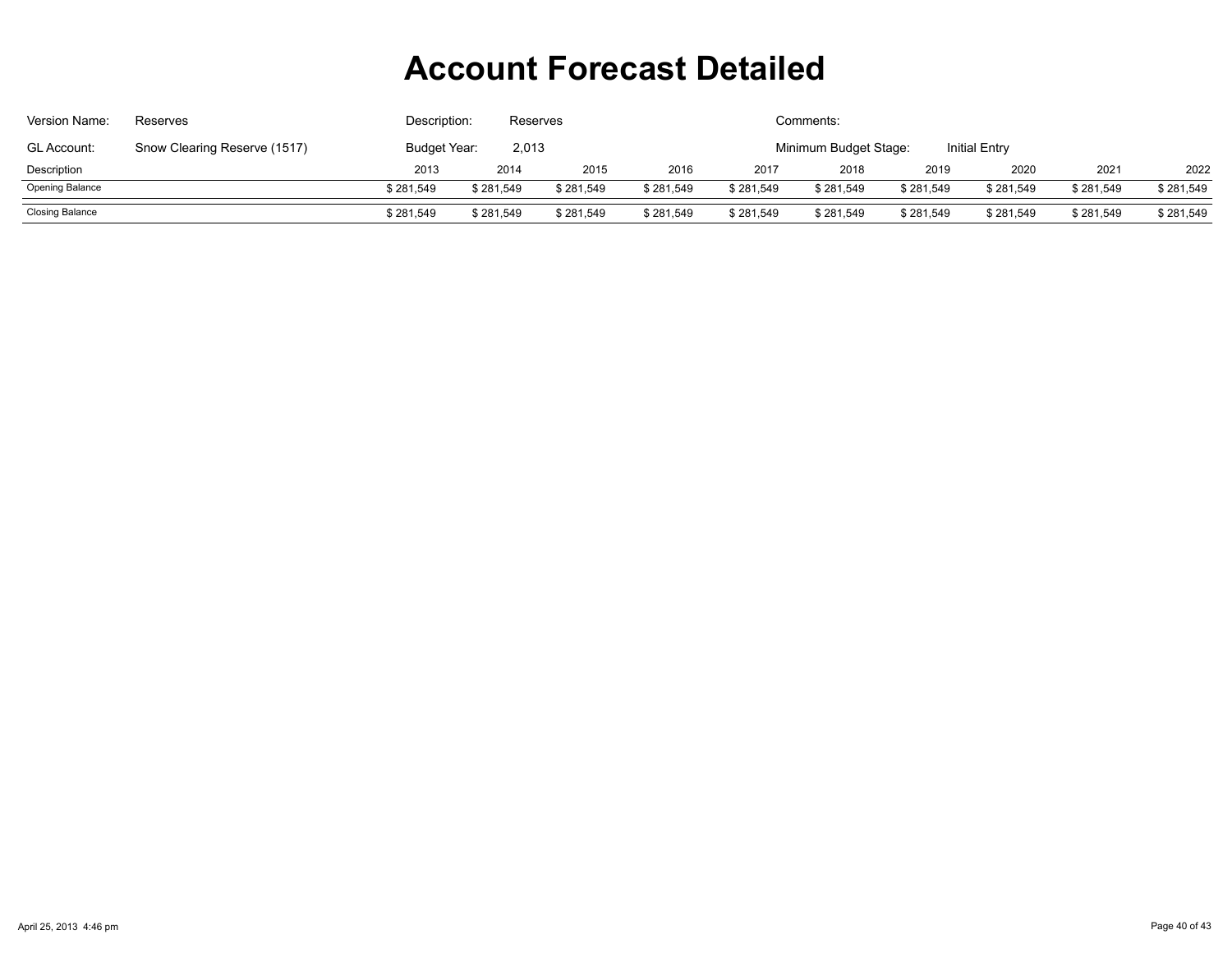# Account Forecast Detailed

Version Name: Reserves

Description: Reserves

Comments:

GL Account: Snow Clearing Reserve (1517)

Budget Year: 2,013

Minimum Budget Stage: Initial Entry

| Description | 2013 | 2014 | 2015 | 2016 | 2017 | 2018 | 2019 | 2020 | 2021 | 2022 |
|---|---|---|---|---|---|---|---|---|---|---|
| Opening Balance | $ 281,549 | $ 281,549 | $ 281,549 | $ 281,549 | $ 281,549 | $ 281,549 | $ 281,549 | $ 281,549 | $ 281,549 | $ 281,549 |
| Closing Balance | $ 281,549 | $ 281,549 | $ 281,549 | $ 281,549 | $ 281,549 | $ 281,549 | $ 281,549 | $ 281,549 | $ 281,549 | $ 281,549 |

April 25, 2013 4:46 pm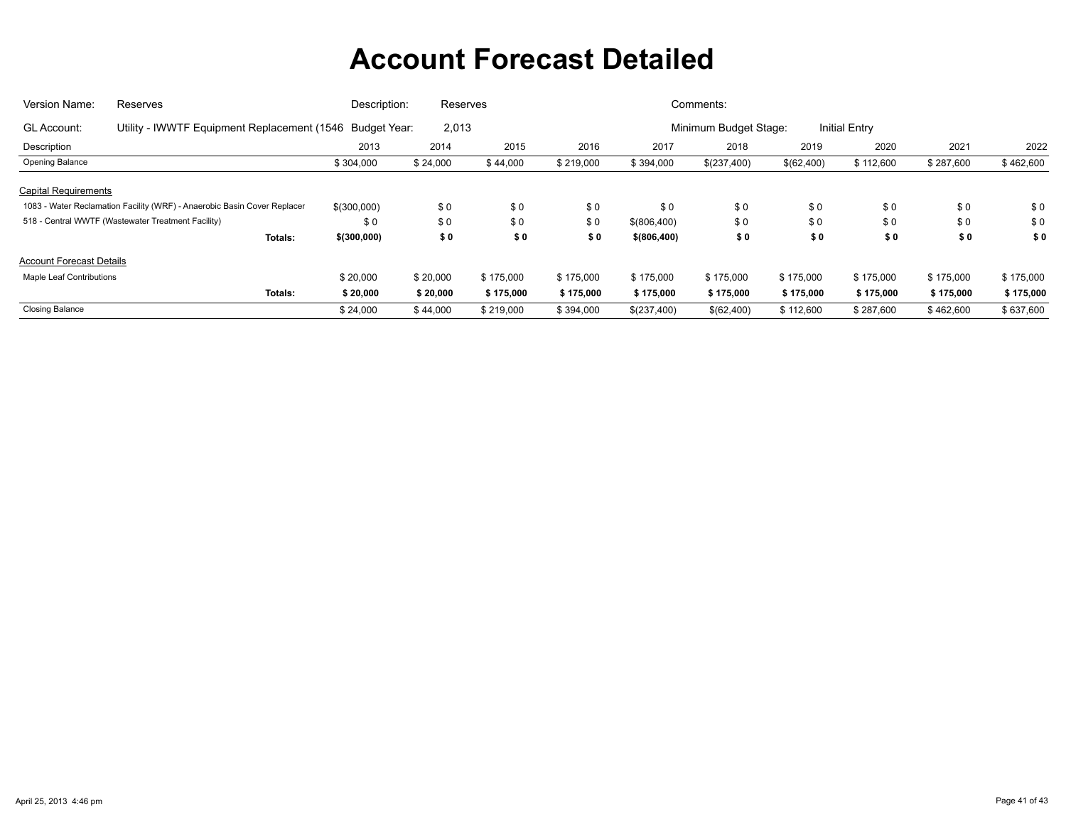# Account Forecast Detailed

| | | | | | |
|---|---|---|---|---|---|
| Version Name: | Reserves | Description: | Reserves | Comments: | |
| GL Account: | Utility - IWWTF Equipment Replacement (1546 | Budget Year: | 2,013 | Minimum Budget Stage: | Initial Entry |

| Description | | 2013 | 2014 | 2015 | 2016 | 2017 | 2018 | 2019 | 2020 | 2021 | 2022 |
|---|---|---|---|---|---|---|---|---|---|---|---|
| Opening Balance | | $ 304,000 | $ 24,000 | $ 44,000 | $ 219,000 | $ 394,000 | $(237,400) | $(62,400) | $ 112,600 | $ 287,600 | $ 462,600 |
| **Capital Requirements** | | | | | | | | | | | |
| 1083 - Water Reclamation Facility (WRF) - Anaerobic Basin Cover Replacer | | $(300,000) | $ 0 | $ 0 | $ 0 | $ 0 | $ 0 | $ 0 | $ 0 | $ 0 | $ 0 |
| 518 - Central WWTF (Wastewater Treatment Facility) | | $ 0 | $ 0 | $ 0 | $ 0 | $(806,400) | $ 0 | $ 0 | $ 0 | $ 0 | $ 0 |
| | **Totals:** | **$(300,000)** | **$ 0** | **$ 0** | **$ 0** | **$(806,400)** | **$ 0** | **$ 0** | **$ 0** | **$ 0** | **$ 0** |
| **Account Forecast Details** | | | | | | | | | | | |
| Maple Leaf Contributions | | $ 20,000 | $ 20,000 | $ 175,000 | $ 175,000 | $ 175,000 | $ 175,000 | $ 175,000 | $ 175,000 | $ 175,000 | $ 175,000 |
| | **Totals:** | **$ 20,000** | **$ 20,000** | **$ 175,000** | **$ 175,000** | **$ 175,000** | **$ 175,000** | **$ 175,000** | **$ 175,000** | **$ 175,000** | **$ 175,000** |
| Closing Balance | | $ 24,000 | $ 44,000 | $ 219,000 | $ 394,000 | $(237,400) | $(62,400) | $ 112,600 | $ 287,600 | $ 462,600 | $ 637,600 |

April 25, 2013 4:46 pm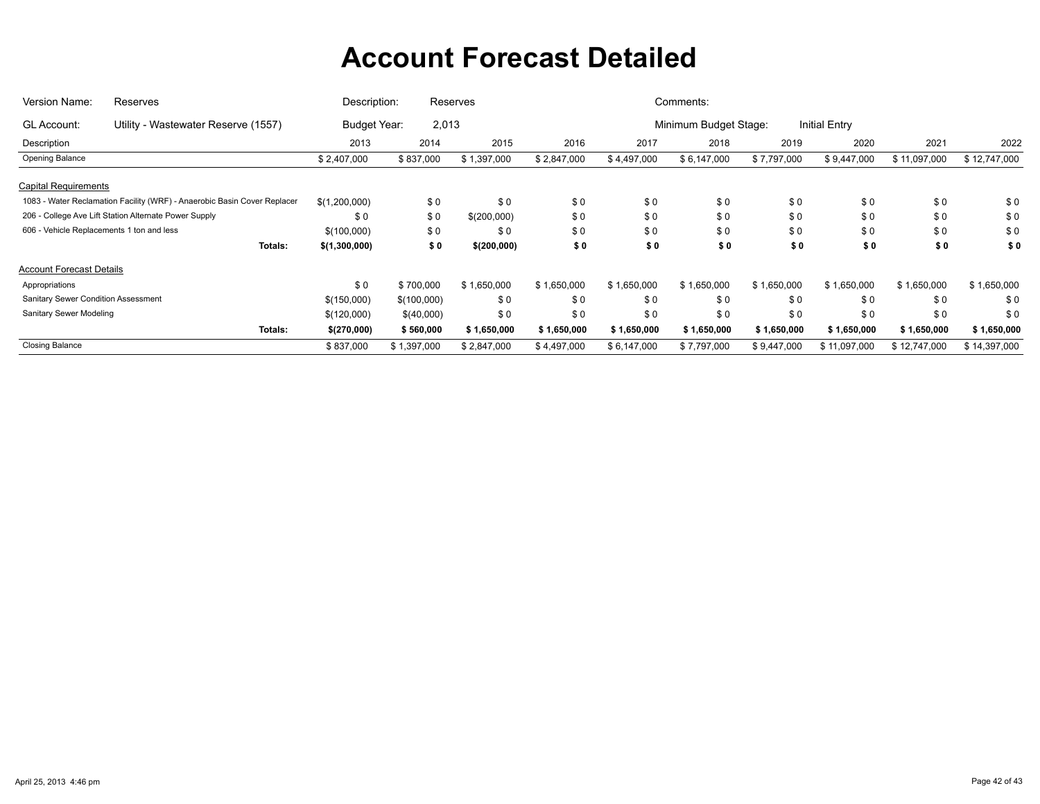# Account Forecast Detailed

| | | | | | |
|---|---|---|---|---|---|
| Version Name: | Reserves | Description: | Reserves | Comments: | |
| GL Account: | Utility - Wastewater Reserve (1557) | Budget Year: | 2,013 | Minimum Budget Stage: | Initial Entry |

| Description | 2013 | 2014 | 2015 | 2016 | 2017 | 2018 | 2019 | 2020 | 2021 | 2022 |
|---|---|---|---|---|---|---|---|---|---|---|
| Opening Balance | $ 2,407,000 | $ 837,000 | $ 1,397,000 | $ 2,847,000 | $ 4,497,000 | $ 6,147,000 | $ 7,797,000 | $ 9,447,000 | $ 11,097,000 | $ 12,747,000 |
| Capital Requirements | | | | | | | | | | |
| 1083 - Water Reclamation Facility (WRF) - Anaerobic Basin Cover Replacer | $(1,200,000) | $ 0 | $ 0 | $ 0 | $ 0 | $ 0 | $ 0 | $ 0 | $ 0 | $ 0 |
| 206 - College Ave Lift Station Alternate Power Supply | $ 0 | $ 0 | $(200,000) | $ 0 | $ 0 | $ 0 | $ 0 | $ 0 | $ 0 | $ 0 |
| 606 - Vehicle Replacements 1 ton and less | $(100,000) | $ 0 | $ 0 | $ 0 | $ 0 | $ 0 | $ 0 | $ 0 | $ 0 | $ 0 |
| **Totals:** | **$(1,300,000)** | **$ 0** | **$(200,000)** | **$ 0** | **$ 0** | **$ 0** | **$ 0** | **$ 0** | **$ 0** | **$ 0** |
| Account Forecast Details | | | | | | | | | | |
| Appropriations | $ 0 | $ 700,000 | $ 1,650,000 | $ 1,650,000 | $ 1,650,000 | $ 1,650,000 | $ 1,650,000 | $ 1,650,000 | $ 1,650,000 | $ 1,650,000 |
| Sanitary Sewer Condition Assessment | $(150,000) | $(100,000) | $ 0 | $ 0 | $ 0 | $ 0 | $ 0 | $ 0 | $ 0 | $ 0 |
| Sanitary Sewer Modeling | $(120,000) | $(40,000) | $ 0 | $ 0 | $ 0 | $ 0 | $ 0 | $ 0 | $ 0 | $ 0 |
| **Totals:** | **$(270,000)** | **$ 560,000** | **$ 1,650,000** | **$ 1,650,000** | **$ 1,650,000** | **$ 1,650,000** | **$ 1,650,000** | **$ 1,650,000** | **$ 1,650,000** | **$ 1,650,000** |
| Closing Balance | $ 837,000 | $ 1,397,000 | $ 2,847,000 | $ 4,497,000 | $ 6,147,000 | $ 7,797,000 | $ 9,447,000 | $ 11,097,000 | $ 12,747,000 | $ 14,397,000 |

April 25, 2013 4:46 pm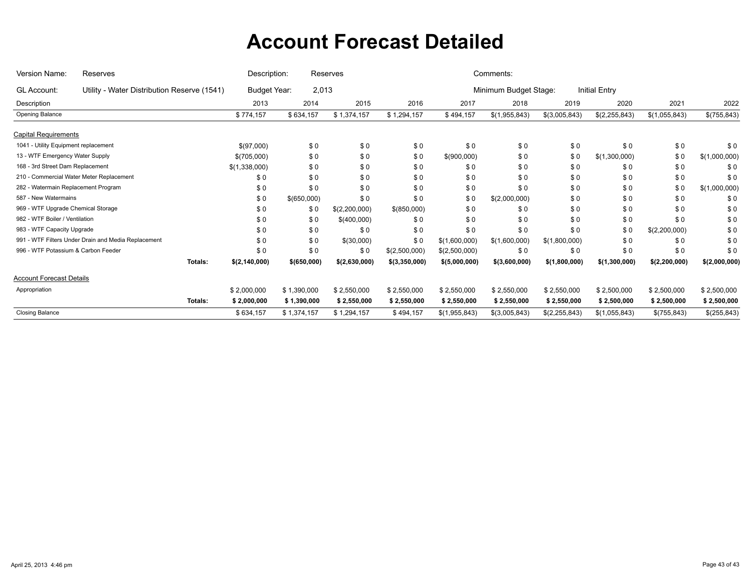# Account Forecast Detailed

| | | | |
|---|---|---|---|
| Version Name: Reserves | Description: Reserves | Comments: | |
| GL Account: Utility - Water Distribution Reserve (1541) | Budget Year: 2,013 | Minimum Budget Stage: | Initial Entry |

| Description | | 2013 | 2014 | 2015 | 2016 | 2017 | 2018 | 2019 | 2020 | 2021 | 2022 |
|---|---|---|---|---|---|---|---|---|---|---|---|
| Opening Balance | | $ 774,157 | $ 634,157 | $ 1,374,157 | $ 1,294,157 | $ 494,157 | $(1,955,843) | $(3,005,843) | $(2,255,843) | $(1,055,843) | $(755,843) |
| **Capital Requirements** | | | | | | | | | | | |
| 1041 - Utility Equipment replacement | | $(97,000) | $ 0 | $ 0 | $ 0 | $ 0 | $ 0 | $ 0 | $ 0 | $ 0 | $ 0 |
| 13 - WTF Emergency Water Supply | | $(705,000) | $ 0 | $ 0 | $ 0 | $(900,000) | $ 0 | $ 0 | $(1,300,000) | $ 0 | $(1,000,000) |
| 168 - 3rd Street Dam Replacement | | $(1,338,000) | $ 0 | $ 0 | $ 0 | $ 0 | $ 0 | $ 0 | $ 0 | $ 0 | $ 0 |
| 210 - Commercial Water Meter Replacement | | $ 0 | $ 0 | $ 0 | $ 0 | $ 0 | $ 0 | $ 0 | $ 0 | $ 0 | $ 0 |
| 282 - Watermain Replacement Program | | $ 0 | $ 0 | $ 0 | $ 0 | $ 0 | $ 0 | $ 0 | $ 0 | $ 0 | $(1,000,000) |
| 587 - New Watermains | | $ 0 | $(650,000) | $ 0 | $ 0 | $ 0 | $(2,000,000) | $ 0 | $ 0 | $ 0 | $ 0 |
| 969 - WTF Upgrade Chemical Storage | | $ 0 | $ 0 | $(2,200,000) | $(850,000) | $ 0 | $ 0 | $ 0 | $ 0 | $ 0 | $ 0 |
| 982 - WTF Boiler / Ventilation | | $ 0 | $ 0 | $(400,000) | $ 0 | $ 0 | $ 0 | $ 0 | $ 0 | $ 0 | $ 0 |
| 983 - WTF Capacity Upgrade | | $ 0 | $ 0 | $ 0 | $ 0 | $ 0 | $ 0 | $ 0 | $ 0 | $(2,200,000) | $ 0 |
| 991 - WTF Filters Under Drain and Media Replacement | | $ 0 | $ 0 | $(30,000) | $ 0 | $(1,600,000) | $(1,600,000) | $(1,800,000) | $ 0 | $ 0 | $ 0 |
| 996 - WTF Potassium & Carbon Feeder | | $ 0 | $ 0 | $ 0 | $(2,500,000) | $(2,500,000) | $ 0 | $ 0 | $ 0 | $ 0 | $ 0 |
| | **Totals:** | **$(2,140,000)** | **$(650,000)** | **$(2,630,000)** | **$(3,350,000)** | **$(5,000,000)** | **$(3,600,000)** | **$(1,800,000)** | **$(1,300,000)** | **$(2,200,000)** | **$(2,000,000)** |
| **Account Forecast Details** | | | | | | | | | | | |
| Appropriation | | $ 2,000,000 | $ 1,390,000 | $ 2,550,000 | $ 2,550,000 | $ 2,550,000 | $ 2,550,000 | $ 2,550,000 | $ 2,500,000 | $ 2,500,000 | $ 2,500,000 |
| | **Totals:** | **$ 2,000,000** | **$ 1,390,000** | **$ 2,550,000** | **$ 2,550,000** | **$ 2,550,000** | **$ 2,550,000** | **$ 2,550,000** | **$ 2,500,000** | **$ 2,500,000** | **$ 2,500,000** |
| Closing Balance | | $ 634,157 | $ 1,374,157 | $ 1,294,157 | $ 494,157 | $(1,955,843) | $(3,005,843) | $(2,255,843) | $(1,055,843) | $(755,843) | $(255,843) |

April 25, 2013 4:46 pm